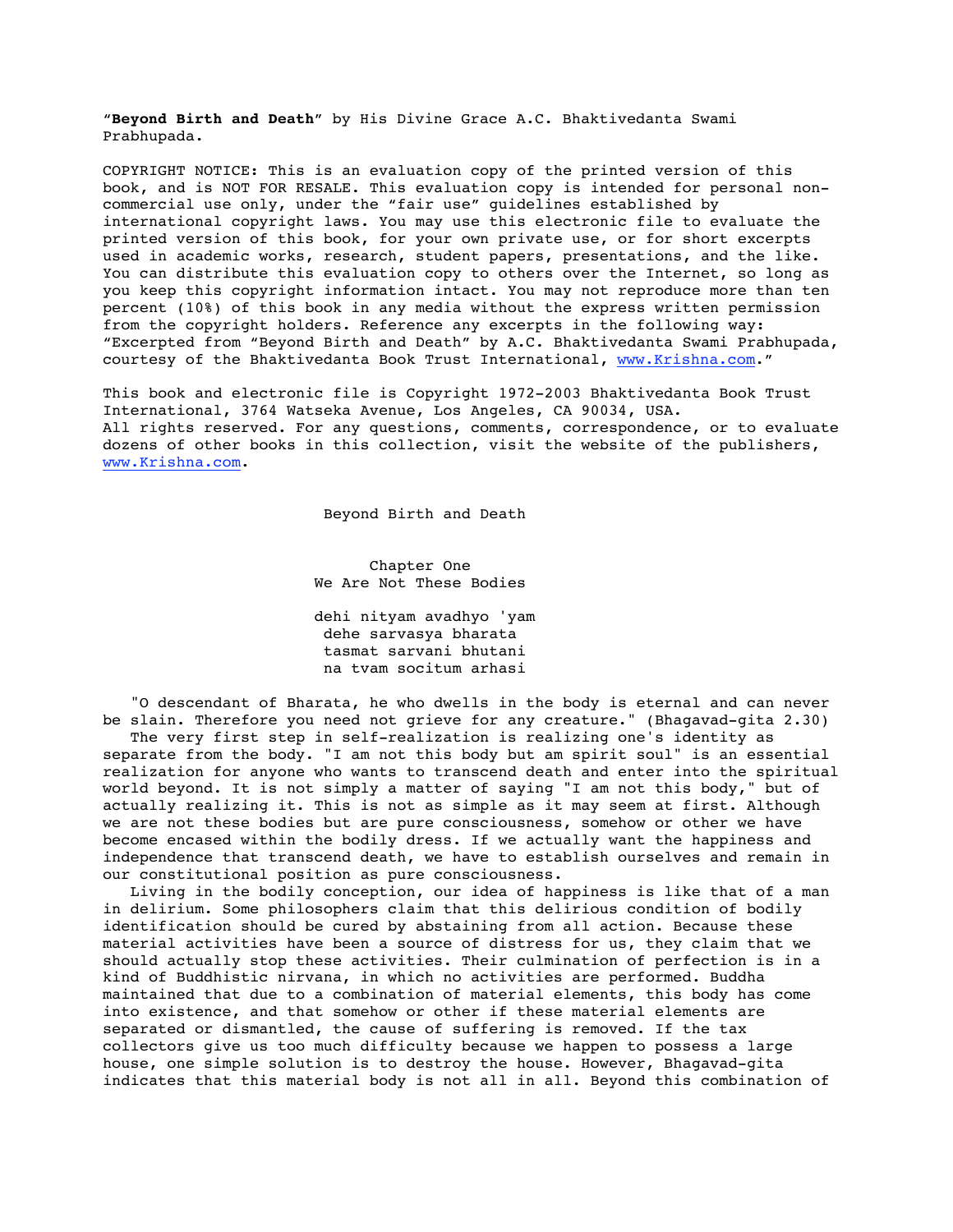"**Beyond Birth and Death**" by His Divine Grace A.C. Bhaktivedanta Swami Prabhupada.

COPYRIGHT NOTICE: This is an evaluation copy of the printed version of this book, and is NOT FOR RESALE. This evaluation copy is intended for personal non-commercial use only, under the "fair use" guidelines established by international copyright laws. You may use this electronic file to evaluate the printed version of this book, for your own private use, or for short excerpts used in academic works, research, student papers, presentations, and the like. You can distribute this evaluation copy to others over the Internet, so long as you keep this copyright information intact. You may not reproduce more than ten percent (10%) of this book in any media without the express written permission from the copyright holders. Reference any excerpts in the following way: "Excerpted from "Beyond Birth and Death" by A.C. Bhaktivedanta Swami Prabhupada, courtesy of the Bhaktivedanta Book Trust International, www.Krishna.com."

This book and electronic file is Copyright 1972-2003 Bhaktivedanta Book Trust International, 3764 Watseka Avenue, Los Angeles, CA 90034, USA. All rights reserved. For any questions, comments, correspondence, or to evaluate dozens of other books in this collection, visit the website of the publishers, www.Krishna.com.

# Beyond Birth and Death

## Chapter One
## We Are Not These Bodies

dehi nityam avadhyo 'yam
dehe sarvasya bharata
tasmat sarvani bhutani
na tvam socitum arhasi

"O descendant of Bharata, he who dwells in the body is eternal and can never be slain. Therefore you need not grieve for any creature." (Bhagavad-gita 2.30)

The very first step in self-realization is realizing one's identity as separate from the body. "I am not this body but am spirit soul" is an essential realization for anyone who wants to transcend death and enter into the spiritual world beyond. It is not simply a matter of saying "I am not this body," but of actually realizing it. This is not as simple as it may seem at first. Although we are not these bodies but are pure consciousness, somehow or other we have become encased within the bodily dress. If we actually want the happiness and independence that transcend death, we have to establish ourselves and remain in our constitutional position as pure consciousness.

Living in the bodily conception, our idea of happiness is like that of a man in delirium. Some philosophers claim that this delirious condition of bodily identification should be cured by abstaining from all action. Because these material activities have been a source of distress for us, they claim that we should actually stop these activities. Their culmination of perfection is in a kind of Buddhistic nirvana, in which no activities are performed. Buddha maintained that due to a combination of material elements, this body has come into existence, and that somehow or other if these material elements are separated or dismantled, the cause of suffering is removed. If the tax collectors give us too much difficulty because we happen to possess a large house, one simple solution is to destroy the house. However, Bhagavad-gita indicates that this material body is not all in all. Beyond this combination of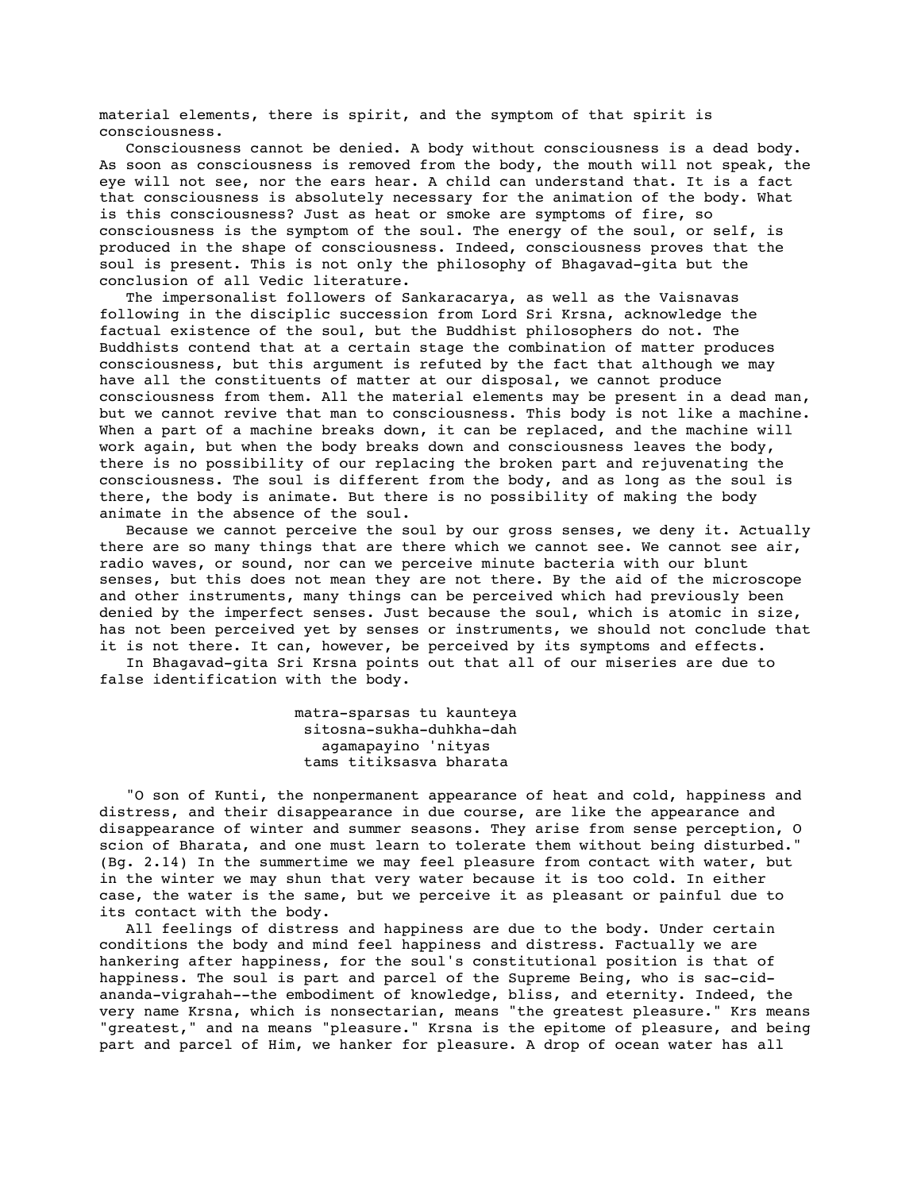material elements, there is spirit, and the symptom of that spirit is consciousness.

Consciousness cannot be denied. A body without consciousness is a dead body. As soon as consciousness is removed from the body, the mouth will not speak, the eye will not see, nor the ears hear. A child can understand that. It is a fact that consciousness is absolutely necessary for the animation of the body. What is this consciousness? Just as heat or smoke are symptoms of fire, so consciousness is the symptom of the soul. The energy of the soul, or self, is produced in the shape of consciousness. Indeed, consciousness proves that the soul is present. This is not only the philosophy of Bhagavad-gita but the conclusion of all Vedic literature.

The impersonalist followers of Sankaracarya, as well as the Vaisnavas following in the disciplic succession from Lord Sri Krsna, acknowledge the factual existence of the soul, but the Buddhist philosophers do not. The Buddhists contend that at a certain stage the combination of matter produces consciousness, but this argument is refuted by the fact that although we may have all the constituents of matter at our disposal, we cannot produce consciousness from them. All the material elements may be present in a dead man, but we cannot revive that man to consciousness. This body is not like a machine. When a part of a machine breaks down, it can be replaced, and the machine will work again, but when the body breaks down and consciousness leaves the body, there is no possibility of our replacing the broken part and rejuvenating the consciousness. The soul is different from the body, and as long as the soul is there, the body is animate. But there is no possibility of making the body animate in the absence of the soul.

Because we cannot perceive the soul by our gross senses, we deny it. Actually there are so many things that are there which we cannot see. We cannot see air, radio waves, or sound, nor can we perceive minute bacteria with our blunt senses, but this does not mean they are not there. By the aid of the microscope and other instruments, many things can be perceived which had previously been denied by the imperfect senses. Just because the soul, which is atomic in size, has not been perceived yet by senses or instruments, we should not conclude that it is not there. It can, however, be perceived by its symptoms and effects.

In Bhagavad-gita Sri Krsna points out that all of our miseries are due to false identification with the body.

matra-sparsas tu kaunteya  
sitosna-sukha-duhkha-dah  
agamapayino 'nityas  
tams titiksasva bharata

"O son of Kunti, the nonpermanent appearance of heat and cold, happiness and distress, and their disappearance in due course, are like the appearance and disappearance of winter and summer seasons. They arise from sense perception, O scion of Bharata, and one must learn to tolerate them without being disturbed." (Bg. 2.14) In the summertime we may feel pleasure from contact with water, but in the winter we may shun that very water because it is too cold. In either case, the water is the same, but we perceive it as pleasant or painful due to its contact with the body.

All feelings of distress and happiness are due to the body. Under certain conditions the body and mind feel happiness and distress. Factually we are hankering after happiness, for the soul's constitutional position is that of happiness. The soul is part and parcel of the Supreme Being, who is sac-cid-ananda-vigrahah--the embodiment of knowledge, bliss, and eternity. Indeed, the very name Krsna, which is nonsectarian, means "the greatest pleasure." Krs means "greatest," and na means "pleasure." Krsna is the epitome of pleasure, and being part and parcel of Him, we hanker for pleasure. A drop of ocean water has all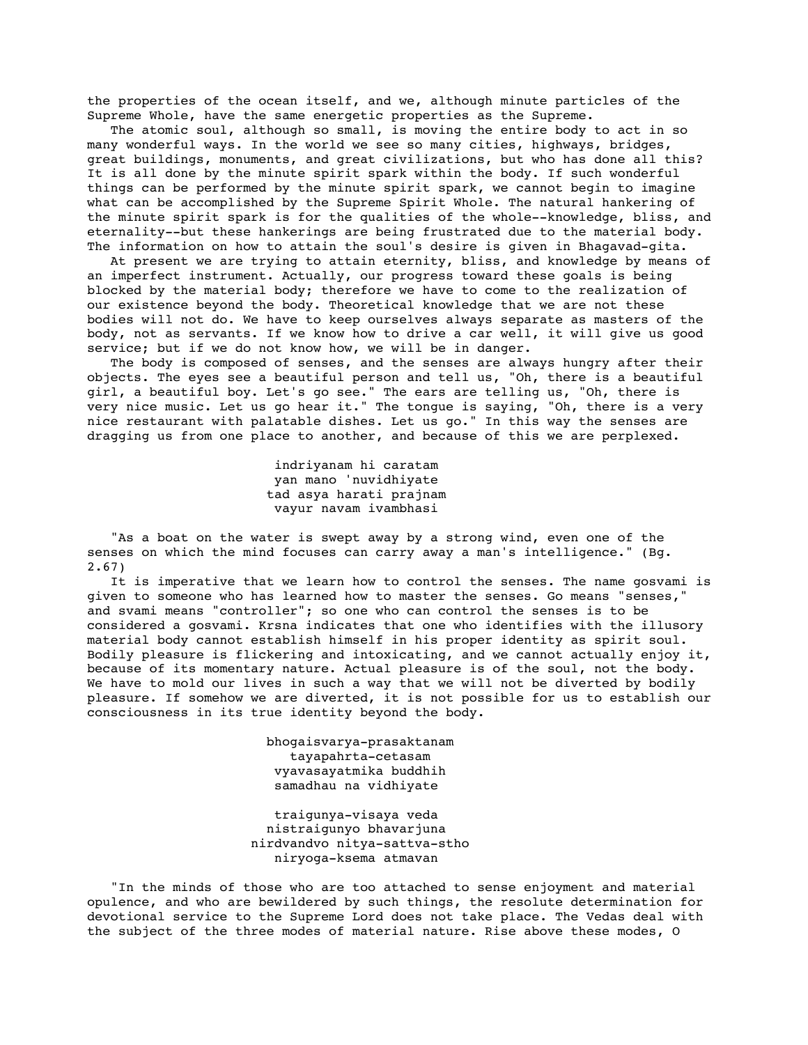the properties of the ocean itself, and we, although minute particles of the Supreme Whole, have the same energetic properties as the Supreme.

The atomic soul, although so small, is moving the entire body to act in so many wonderful ways. In the world we see so many cities, highways, bridges, great buildings, monuments, and great civilizations, but who has done all this? It is all done by the minute spirit spark within the body. If such wonderful things can be performed by the minute spirit spark, we cannot begin to imagine what can be accomplished by the Supreme Spirit Whole. The natural hankering of the minute spirit spark is for the qualities of the whole--knowledge, bliss, and eternality--but these hankerings are being frustrated due to the material body. The information on how to attain the soul's desire is given in Bhagavad-gita.

At present we are trying to attain eternity, bliss, and knowledge by means of an imperfect instrument. Actually, our progress toward these goals is being blocked by the material body; therefore we have to come to the realization of our existence beyond the body. Theoretical knowledge that we are not these bodies will not do. We have to keep ourselves always separate as masters of the body, not as servants. If we know how to drive a car well, it will give us good service; but if we do not know how, we will be in danger.

The body is composed of senses, and the senses are always hungry after their objects. The eyes see a beautiful person and tell us, "Oh, there is a beautiful girl, a beautiful boy. Let's go see." The ears are telling us, "Oh, there is very nice music. Let us go hear it." The tongue is saying, "Oh, there is a very nice restaurant with palatable dishes. Let us go." In this way the senses are dragging us from one place to another, and because of this we are perplexed.

indriyanam hi caratam
yan mano 'nuvidhiyate
tad asya harati prajnam
vayur navam ivambhasi

"As a boat on the water is swept away by a strong wind, even one of the senses on which the mind focuses can carry away a man's intelligence." (Bg. 2.67)

It is imperative that we learn how to control the senses. The name gosvami is given to someone who has learned how to master the senses. Go means "senses," and svami means "controller"; so one who can control the senses is to be considered a gosvami. Krsna indicates that one who identifies with the illusory material body cannot establish himself in his proper identity as spirit soul. Bodily pleasure is flickering and intoxicating, and we cannot actually enjoy it, because of its momentary nature. Actual pleasure is of the soul, not the body. We have to mold our lives in such a way that we will not be diverted by bodily pleasure. If somehow we are diverted, it is not possible for us to establish our consciousness in its true identity beyond the body.

bhogaisvarya-prasaktanam
tayapahrta-cetasam
vyavasayatmika buddhih
samadhau na vidhiyate

traigunya-visaya veda
nistraigunyo bhavarjuna
nirdvandvo nitya-sattva-stho
niryoga-ksema atmavan

"In the minds of those who are too attached to sense enjoyment and material opulence, and who are bewildered by such things, the resolute determination for devotional service to the Supreme Lord does not take place. The Vedas deal with the subject of the three modes of material nature. Rise above these modes, O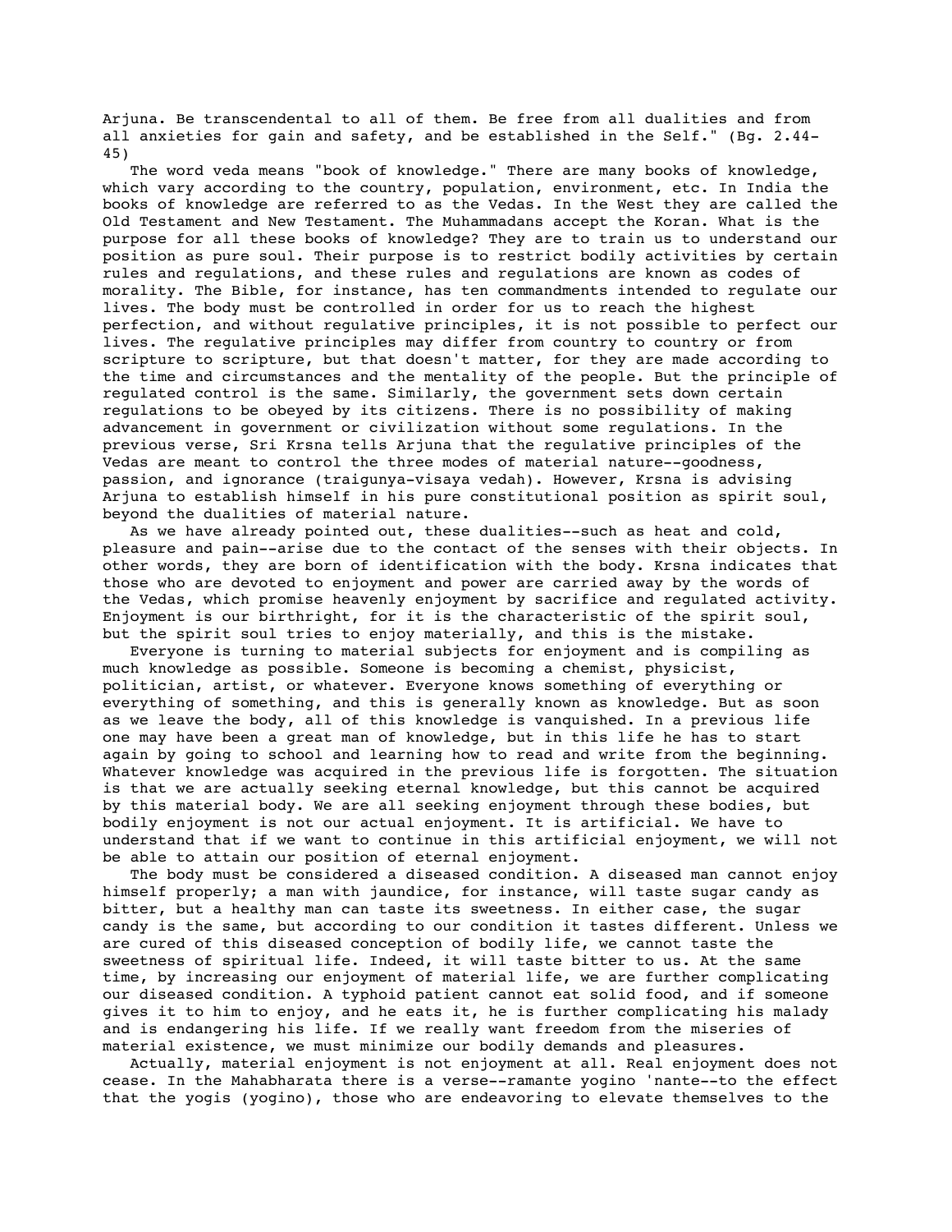Arjuna. Be transcendental to all of them. Be free from all dualities and from all anxieties for gain and safety, and be established in the Self." (Bg. 2.44-45)

The word veda means "book of knowledge." There are many books of knowledge, which vary according to the country, population, environment, etc. In India the books of knowledge are referred to as the Vedas. In the West they are called the Old Testament and New Testament. The Muhammadans accept the Koran. What is the purpose for all these books of knowledge? They are to train us to understand our position as pure soul. Their purpose is to restrict bodily activities by certain rules and regulations, and these rules and regulations are known as codes of morality. The Bible, for instance, has ten commandments intended to regulate our lives. The body must be controlled in order for us to reach the highest perfection, and without regulative principles, it is not possible to perfect our lives. The regulative principles may differ from country to country or from scripture to scripture, but that doesn't matter, for they are made according to the time and circumstances and the mentality of the people. But the principle of regulated control is the same. Similarly, the government sets down certain regulations to be obeyed by its citizens. There is no possibility of making advancement in government or civilization without some regulations. In the previous verse, Sri Krsna tells Arjuna that the regulative principles of the Vedas are meant to control the three modes of material nature--goodness, passion, and ignorance (traigunya-visaya vedah). However, Krsna is advising Arjuna to establish himself in his pure constitutional position as spirit soul, beyond the dualities of material nature.

As we have already pointed out, these dualities--such as heat and cold, pleasure and pain--arise due to the contact of the senses with their objects. In other words, they are born of identification with the body. Krsna indicates that those who are devoted to enjoyment and power are carried away by the words of the Vedas, which promise heavenly enjoyment by sacrifice and regulated activity. Enjoyment is our birthright, for it is the characteristic of the spirit soul, but the spirit soul tries to enjoy materially, and this is the mistake.

Everyone is turning to material subjects for enjoyment and is compiling as much knowledge as possible. Someone is becoming a chemist, physicist, politician, artist, or whatever. Everyone knows something of everything or everything of something, and this is generally known as knowledge. But as soon as we leave the body, all of this knowledge is vanquished. In a previous life one may have been a great man of knowledge, but in this life he has to start again by going to school and learning how to read and write from the beginning. Whatever knowledge was acquired in the previous life is forgotten. The situation is that we are actually seeking eternal knowledge, but this cannot be acquired by this material body. We are all seeking enjoyment through these bodies, but bodily enjoyment is not our actual enjoyment. It is artificial. We have to understand that if we want to continue in this artificial enjoyment, we will not be able to attain our position of eternal enjoyment.

The body must be considered a diseased condition. A diseased man cannot enjoy himself properly; a man with jaundice, for instance, will taste sugar candy as bitter, but a healthy man can taste its sweetness. In either case, the sugar candy is the same, but according to our condition it tastes different. Unless we are cured of this diseased conception of bodily life, we cannot taste the sweetness of spiritual life. Indeed, it will taste bitter to us. At the same time, by increasing our enjoyment of material life, we are further complicating our diseased condition. A typhoid patient cannot eat solid food, and if someone gives it to him to enjoy, and he eats it, he is further complicating his malady and is endangering his life. If we really want freedom from the miseries of material existence, we must minimize our bodily demands and pleasures.

Actually, material enjoyment is not enjoyment at all. Real enjoyment does not cease. In the Mahabharata there is a verse--ramante yogino 'nante--to the effect that the yogis (yogino), those who are endeavoring to elevate themselves to the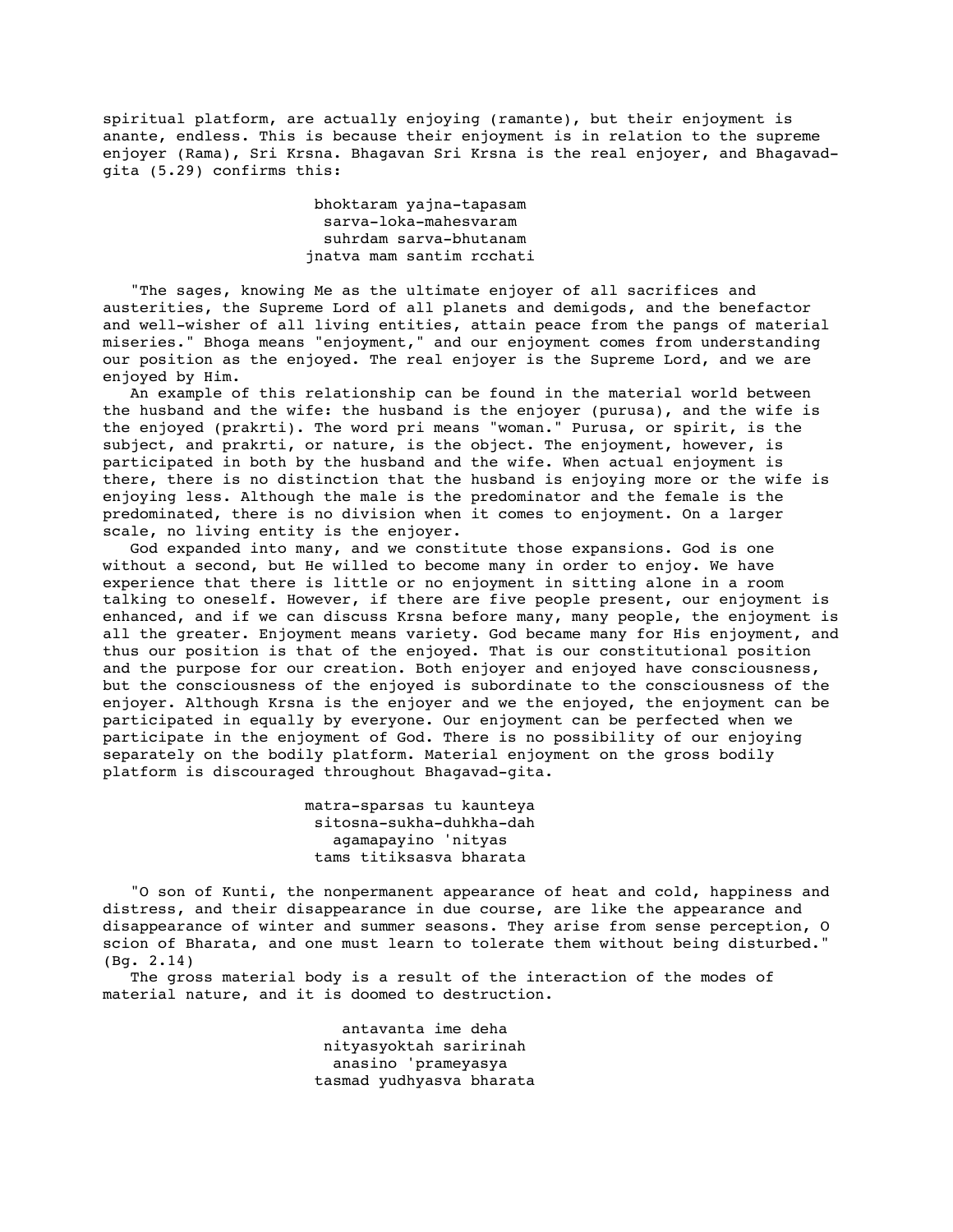spiritual platform, are actually enjoying (ramante), but their enjoyment is anante, endless. This is because their enjoyment is in relation to the supreme enjoyer (Rama), Sri Krsna. Bhagavan Sri Krsna is the real enjoyer, and Bhagavad-gita (5.29) confirms this:

> bhoktaram yajna-tapasam
> sarva-loka-mahesvaram
> suhrdam sarva-bhutanam
> jnatva mam santim rcchati

"The sages, knowing Me as the ultimate enjoyer of all sacrifices and austerities, the Supreme Lord of all planets and demigods, and the benefactor and well-wisher of all living entities, attain peace from the pangs of material miseries." Bhoga means "enjoyment," and our enjoyment comes from understanding our position as the enjoyed. The real enjoyer is the Supreme Lord, and we are enjoyed by Him.

An example of this relationship can be found in the material world between the husband and the wife: the husband is the enjoyer (purusa), and the wife is the enjoyed (prakrti). The word pri means "woman." Purusa, or spirit, is the subject, and prakrti, or nature, is the object. The enjoyment, however, is participated in both by the husband and the wife. When actual enjoyment is there, there is no distinction that the husband is enjoying more or the wife is enjoying less. Although the male is the predominator and the female is the predominated, there is no division when it comes to enjoyment. On a larger scale, no living entity is the enjoyer.

God expanded into many, and we constitute those expansions. God is one without a second, but He willed to become many in order to enjoy. We have experience that there is little or no enjoyment in sitting alone in a room talking to oneself. However, if there are five people present, our enjoyment is enhanced, and if we can discuss Krsna before many, many people, the enjoyment is all the greater. Enjoyment means variety. God became many for His enjoyment, and thus our position is that of the enjoyed. That is our constitutional position and the purpose for our creation. Both enjoyer and enjoyed have consciousness, but the consciousness of the enjoyed is subordinate to the consciousness of the enjoyer. Although Krsna is the enjoyer and we the enjoyed, the enjoyment can be participated in equally by everyone. Our enjoyment can be perfected when we participate in the enjoyment of God. There is no possibility of our enjoying separately on the bodily platform. Material enjoyment on the gross bodily platform is discouraged throughout Bhagavad-gita.

> matra-sparsas tu kaunteya
> sitosna-sukha-duhkha-dah
> agamapayino 'nityas
> tams titiksasva bharata

"O son of Kunti, the nonpermanent appearance of heat and cold, happiness and distress, and their disappearance in due course, are like the appearance and disappearance of winter and summer seasons. They arise from sense perception, O scion of Bharata, and one must learn to tolerate them without being disturbed." (Bg. 2.14)

The gross material body is a result of the interaction of the modes of material nature, and it is doomed to destruction.

> antavanta ime deha
> nityasyoktah saririnah
> anasino 'prameyasya
> tasmad yudhyasva bharata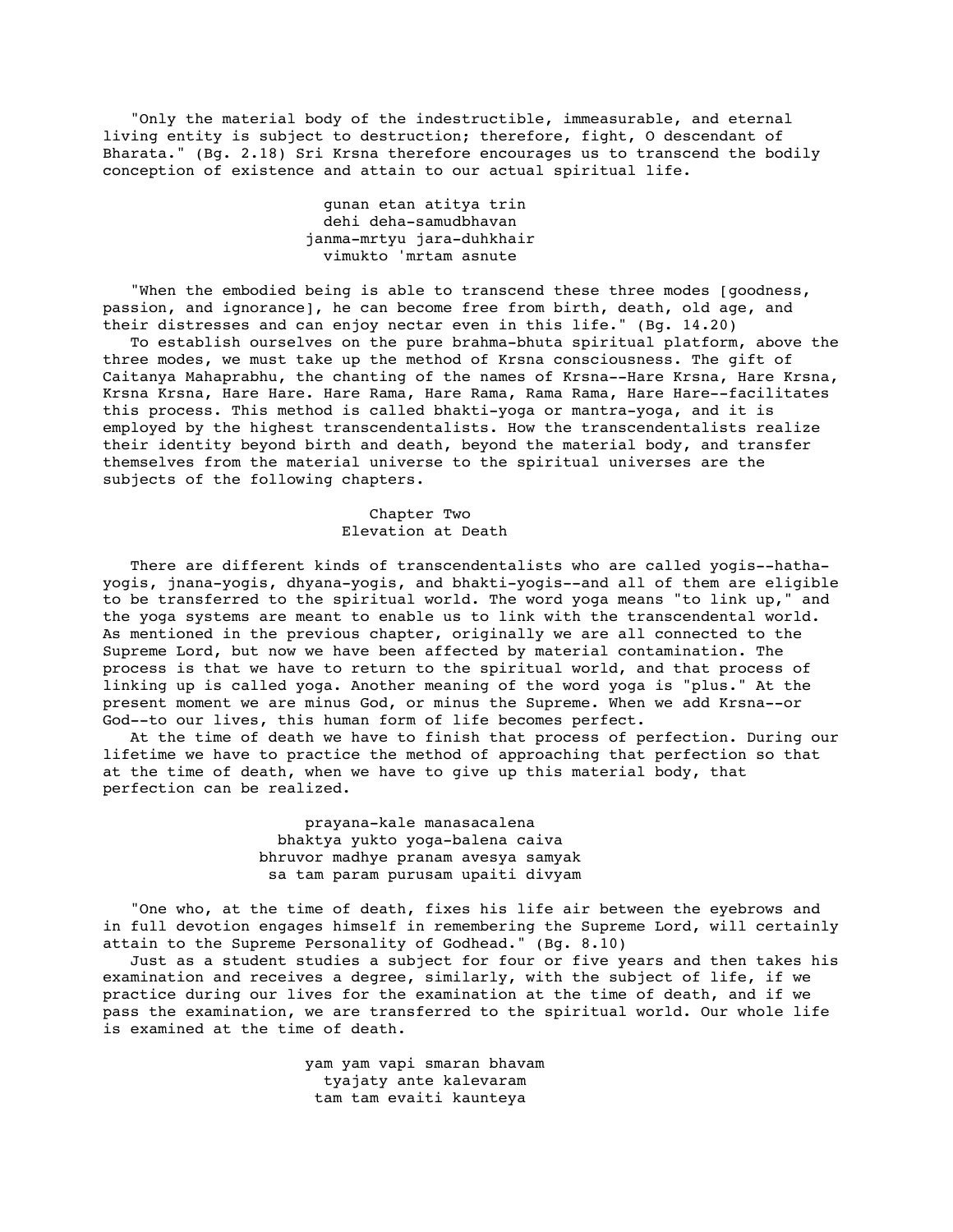"Only the material body of the indestructible, immeasurable, and eternal living entity is subject to destruction; therefore, fight, O descendant of Bharata." (Bg. 2.18) Sri Krsna therefore encourages us to transcend the bodily conception of existence and attain to our actual spiritual life.

> gunan etan atitya trin
> dehi deha-samudbhavan
> janma-mrtyu jara-duhkhair
> vimukto 'mrtam asnute

"When the embodied being is able to transcend these three modes [goodness, passion, and ignorance], he can become free from birth, death, old age, and their distresses and can enjoy nectar even in this life." (Bg. 14.20)

To establish ourselves on the pure brahma-bhuta spiritual platform, above the three modes, we must take up the method of Krsna consciousness. The gift of Caitanya Mahaprabhu, the chanting of the names of Krsna--Hare Krsna, Hare Krsna, Krsna Krsna, Hare Hare. Hare Rama, Hare Rama, Rama Rama, Hare Hare--facilitates this process. This method is called bhakti-yoga or mantra-yoga, and it is employed by the highest transcendentalists. How the transcendentalists realize their identity beyond birth and death, beyond the material body, and transfer themselves from the material universe to the spiritual universes are the subjects of the following chapters.

## Chapter Two
## Elevation at Death

There are different kinds of transcendentalists who are called yogis--hatha-yogis, jnana-yogis, dhyana-yogis, and bhakti-yogis--and all of them are eligible to be transferred to the spiritual world. The word yoga means "to link up," and the yoga systems are meant to enable us to link with the transcendental world. As mentioned in the previous chapter, originally we are all connected to the Supreme Lord, but now we have been affected by material contamination. The process is that we have to return to the spiritual world, and that process of linking up is called yoga. Another meaning of the word yoga is "plus." At the present moment we are minus God, or minus the Supreme. When we add Krsna--or God--to our lives, this human form of life becomes perfect.

At the time of death we have to finish that process of perfection. During our lifetime we have to practice the method of approaching that perfection so that at the time of death, when we have to give up this material body, that perfection can be realized.

> prayana-kale manasacalena
> bhaktya yukto yoga-balena caiva
> bhruvor madhye pranam avesya samyak
> sa tam param purusam upaiti divyam

"One who, at the time of death, fixes his life air between the eyebrows and in full devotion engages himself in remembering the Supreme Lord, will certainly attain to the Supreme Personality of Godhead." (Bg. 8.10)

Just as a student studies a subject for four or five years and then takes his examination and receives a degree, similarly, with the subject of life, if we practice during our lives for the examination at the time of death, and if we pass the examination, we are transferred to the spiritual world. Our whole life is examined at the time of death.

> yam yam vapi smaran bhavam
> tyajaty ante kalevaram
> tam tam evaiti kaunteya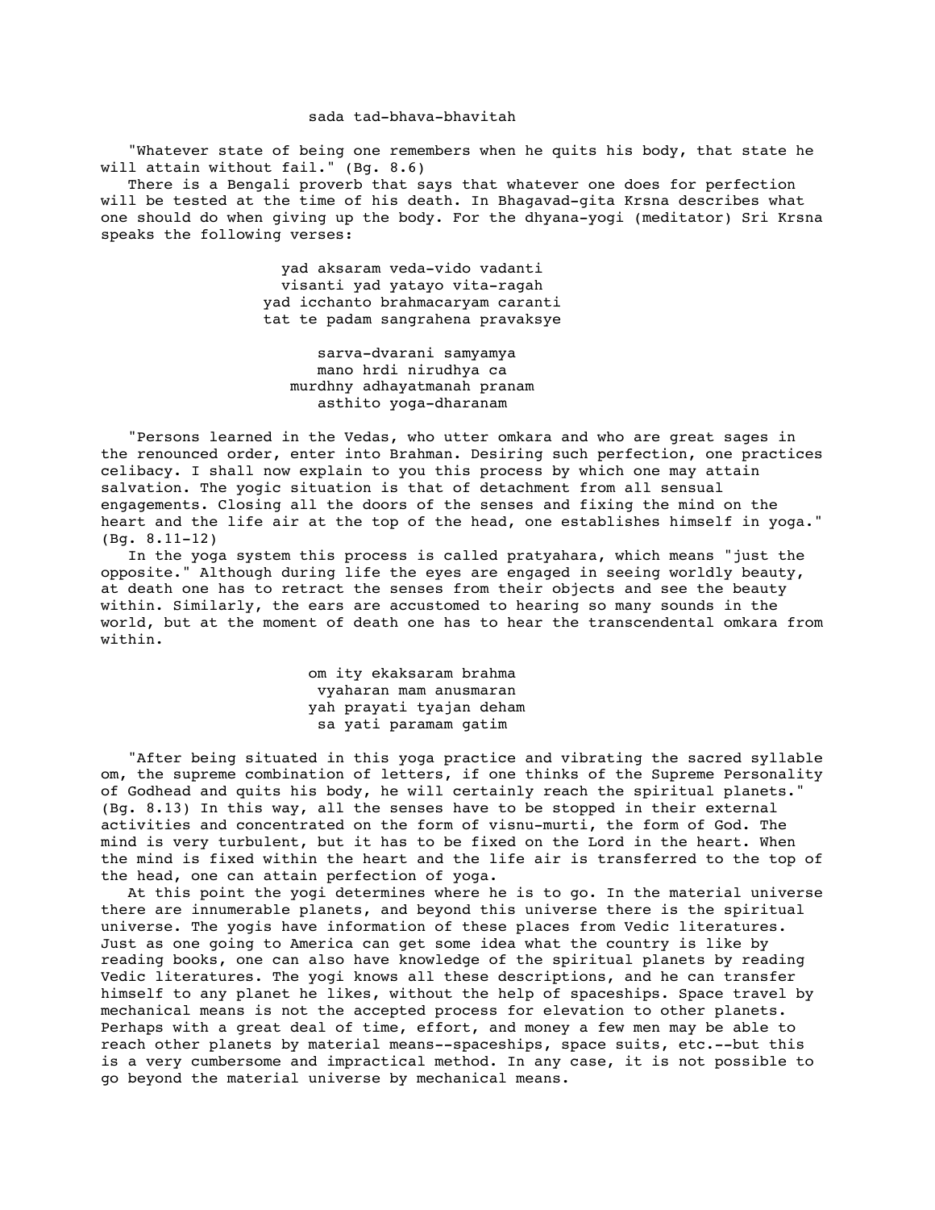sada tad-bhava-bhavitah

"Whatever state of being one remembers when he quits his body, that state he will attain without fail." (Bg. 8.6)

There is a Bengali proverb that says that whatever one does for perfection will be tested at the time of his death. In Bhagavad-gita Krsna describes what one should do when giving up the body. For the dhyana-yogi (meditator) Sri Krsna speaks the following verses:

yad aksaram veda-vido vadanti  
visanti yad yatayo vita-ragah  
yad icchanto brahmacaryam caranti  
tat te padam sangrahena pravaksye

sarva-dvarani samyamya  
mano hrdi nirudhya ca  
murdhny adhayatmanah pranam  
asthito yoga-dharanam

"Persons learned in the Vedas, who utter omkara and who are great sages in the renounced order, enter into Brahman. Desiring such perfection, one practices celibacy. I shall now explain to you this process by which one may attain salvation. The yogic situation is that of detachment from all sensual engagements. Closing all the doors of the senses and fixing the mind on the heart and the life air at the top of the head, one establishes himself in yoga." (Bg. 8.11-12)

In the yoga system this process is called pratyahara, which means "just the opposite." Although during life the eyes are engaged in seeing worldly beauty, at death one has to retract the senses from their objects and see the beauty within. Similarly, the ears are accustomed to hearing so many sounds in the world, but at the moment of death one has to hear the transcendental omkara from within.

om ity ekaksaram brahma  
vyaharan mam anusmaran  
yah prayati tyajan deham  
sa yati paramam gatim

"After being situated in this yoga practice and vibrating the sacred syllable om, the supreme combination of letters, if one thinks of the Supreme Personality of Godhead and quits his body, he will certainly reach the spiritual planets." (Bg. 8.13) In this way, all the senses have to be stopped in their external activities and concentrated on the form of visnu-murti, the form of God. The mind is very turbulent, but it has to be fixed on the Lord in the heart. When the mind is fixed within the heart and the life air is transferred to the top of the head, one can attain perfection of yoga.

At this point the yogi determines where he is to go. In the material universe there are innumerable planets, and beyond this universe there is the spiritual universe. The yogis have information of these places from Vedic literatures. Just as one going to America can get some idea what the country is like by reading books, one can also have knowledge of the spiritual planets by reading Vedic literatures. The yogi knows all these descriptions, and he can transfer himself to any planet he likes, without the help of spaceships. Space travel by mechanical means is not the accepted process for elevation to other planets. Perhaps with a great deal of time, effort, and money a few men may be able to reach other planets by material means--spaceships, space suits, etc.--but this is a very cumbersome and impractical method. In any case, it is not possible to go beyond the material universe by mechanical means.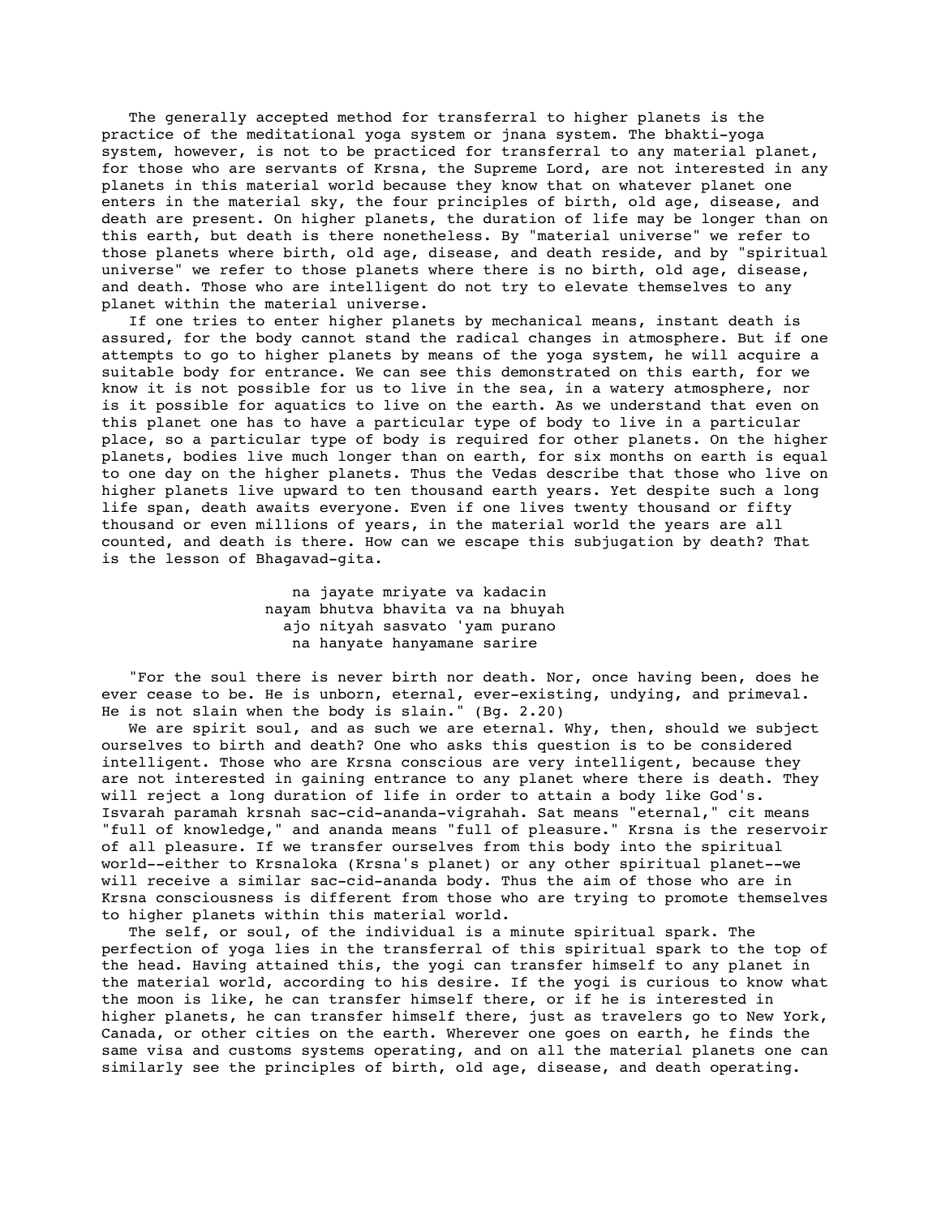The generally accepted method for transferral to higher planets is the practice of the meditational yoga system or jnana system. The bhakti-yoga system, however, is not to be practiced for transferral to any material planet, for those who are servants of Krsna, the Supreme Lord, are not interested in any planets in this material world because they know that on whatever planet one enters in the material sky, the four principles of birth, old age, disease, and death are present. On higher planets, the duration of life may be longer than on this earth, but death is there nonetheless. By "material universe" we refer to those planets where birth, old age, disease, and death reside, and by "spiritual universe" we refer to those planets where there is no birth, old age, disease, and death. Those who are intelligent do not try to elevate themselves to any planet within the material universe.

If one tries to enter higher planets by mechanical means, instant death is assured, for the body cannot stand the radical changes in atmosphere. But if one attempts to go to higher planets by means of the yoga system, he will acquire a suitable body for entrance. We can see this demonstrated on this earth, for we know it is not possible for us to live in the sea, in a watery atmosphere, nor is it possible for aquatics to live on the earth. As we understand that even on this planet one has to have a particular type of body to live in a particular place, so a particular type of body is required for other planets. On the higher planets, bodies live much longer than on earth, for six months on earth is equal to one day on the higher planets. Thus the Vedas describe that those who live on higher planets live upward to ten thousand earth years. Yet despite such a long life span, death awaits everyone. Even if one lives twenty thousand or fifty thousand or even millions of years, in the material world the years are all counted, and death is there. How can we escape this subjugation by death? That is the lesson of Bhagavad-gita.

> na jayate mriyate va kadacin
> nayam bhutva bhavita va na bhuyah
> ajo nityah sasvato 'yam purano
> na hanyate hanyamane sarire

"For the soul there is never birth nor death. Nor, once having been, does he ever cease to be. He is unborn, eternal, ever-existing, undying, and primeval. He is not slain when the body is slain." (Bg. 2.20)

We are spirit soul, and as such we are eternal. Why, then, should we subject ourselves to birth and death? One who asks this question is to be considered intelligent. Those who are Krsna conscious are very intelligent, because they are not interested in gaining entrance to any planet where there is death. They will reject a long duration of life in order to attain a body like God's. Isvarah paramah krsnah sac-cid-ananda-vigrahah. Sat means "eternal," cit means "full of knowledge," and ananda means "full of pleasure." Krsna is the reservoir of all pleasure. If we transfer ourselves from this body into the spiritual world--either to Krsnaloka (Krsna's planet) or any other spiritual planet--we will receive a similar sac-cid-ananda body. Thus the aim of those who are in Krsna consciousness is different from those who are trying to promote themselves to higher planets within this material world.

The self, or soul, of the individual is a minute spiritual spark. The perfection of yoga lies in the transferral of this spiritual spark to the top of the head. Having attained this, the yogi can transfer himself to any planet in the material world, according to his desire. If the yogi is curious to know what the moon is like, he can transfer himself there, or if he is interested in higher planets, he can transfer himself there, just as travelers go to New York, Canada, or other cities on the earth. Wherever one goes on earth, he finds the same visa and customs systems operating, and on all the material planets one can similarly see the principles of birth, old age, disease, and death operating.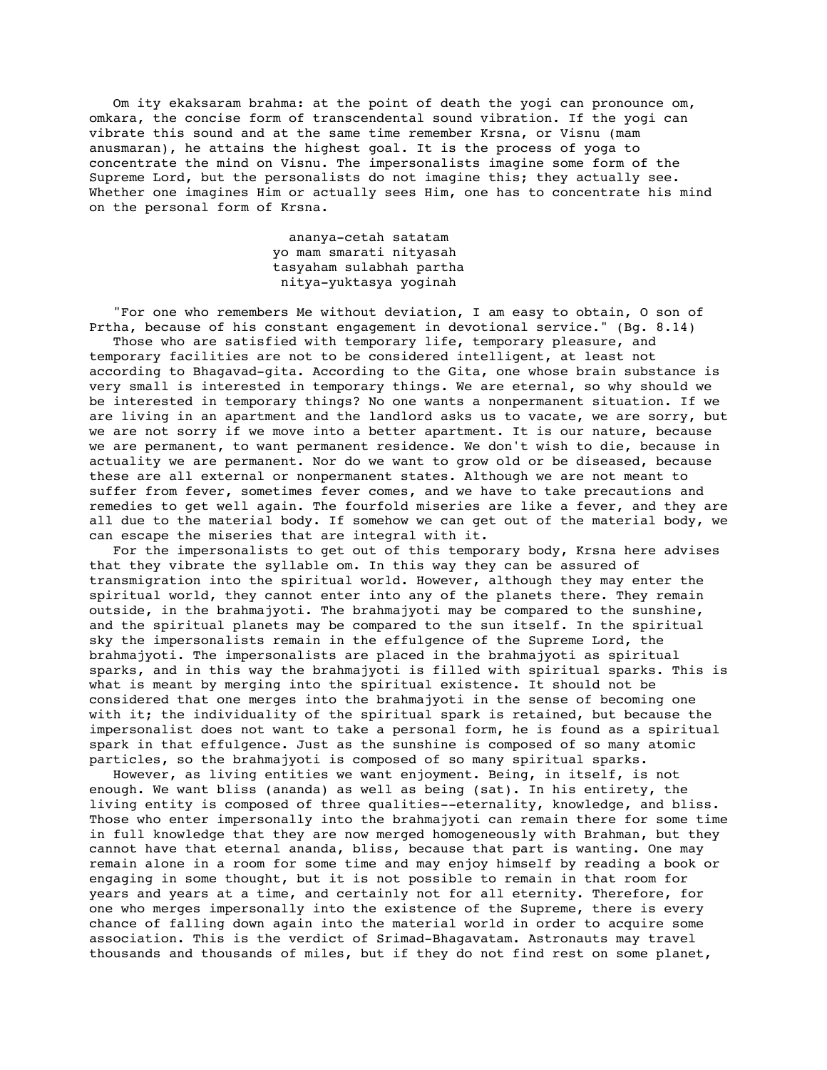Om ity ekaksaram brahma: at the point of death the yogi can pronounce om, omkara, the concise form of transcendental sound vibration. If the yogi can vibrate this sound and at the same time remember Krsna, or Visnu (mam anusmaran), he attains the highest goal. It is the process of yoga to concentrate the mind on Visnu. The impersonalists imagine some form of the Supreme Lord, but the personalists do not imagine this; they actually see. Whether one imagines Him or actually sees Him, one has to concentrate his mind on the personal form of Krsna.

> ananya-cetah satatam
> yo mam smarati nityasah
> tasyaham sulabhah partha
> nitya-yuktasya yoginah

"For one who remembers Me without deviation, I am easy to obtain, O son of Prtha, because of his constant engagement in devotional service." (Bg. 8.14)

Those who are satisfied with temporary life, temporary pleasure, and temporary facilities are not to be considered intelligent, at least not according to Bhagavad-gita. According to the Gita, one whose brain substance is very small is interested in temporary things. We are eternal, so why should we be interested in temporary things? No one wants a nonpermanent situation. If we are living in an apartment and the landlord asks us to vacate, we are sorry, but we are not sorry if we move into a better apartment. It is our nature, because we are permanent, to want permanent residence. We don't wish to die, because in actuality we are permanent. Nor do we want to grow old or be diseased, because these are all external or nonpermanent states. Although we are not meant to suffer from fever, sometimes fever comes, and we have to take precautions and remedies to get well again. The fourfold miseries are like a fever, and they are all due to the material body. If somehow we can get out of the material body, we can escape the miseries that are integral with it.

For the impersonalists to get out of this temporary body, Krsna here advises that they vibrate the syllable om. In this way they can be assured of transmigration into the spiritual world. However, although they may enter the spiritual world, they cannot enter into any of the planets there. They remain outside, in the brahmajyoti. The brahmajyoti may be compared to the sunshine, and the spiritual planets may be compared to the sun itself. In the spiritual sky the impersonalists remain in the effulgence of the Supreme Lord, the brahmajyoti. The impersonalists are placed in the brahmajyoti as spiritual sparks, and in this way the brahmajyoti is filled with spiritual sparks. This is what is meant by merging into the spiritual existence. It should not be considered that one merges into the brahmajyoti in the sense of becoming one with it; the individuality of the spiritual spark is retained, but because the impersonalist does not want to take a personal form, he is found as a spiritual spark in that effulgence. Just as the sunshine is composed of so many atomic particles, so the brahmajyoti is composed of so many spiritual sparks.

However, as living entities we want enjoyment. Being, in itself, is not enough. We want bliss (ananda) as well as being (sat). In his entirety, the living entity is composed of three qualities--eternality, knowledge, and bliss. Those who enter impersonally into the brahmajyoti can remain there for some time in full knowledge that they are now merged homogeneously with Brahman, but they cannot have that eternal ananda, bliss, because that part is wanting. One may remain alone in a room for some time and may enjoy himself by reading a book or engaging in some thought, but it is not possible to remain in that room for years and years at a time, and certainly not for all eternity. Therefore, for one who merges impersonally into the existence of the Supreme, there is every chance of falling down again into the material world in order to acquire some association. This is the verdict of Srimad-Bhagavatam. Astronauts may travel thousands and thousands of miles, but if they do not find rest on some planet,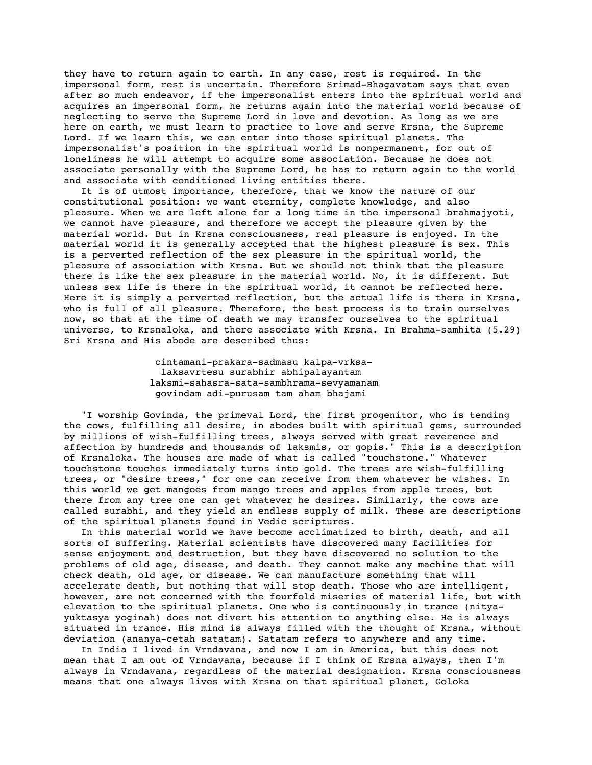they have to return again to earth. In any case, rest is required. In the impersonal form, rest is uncertain. Therefore Srimad-Bhagavatam says that even after so much endeavor, if the impersonalist enters into the spiritual world and acquires an impersonal form, he returns again into the material world because of neglecting to serve the Supreme Lord in love and devotion. As long as we are here on earth, we must learn to practice to love and serve Krsna, the Supreme Lord. If we learn this, we can enter into those spiritual planets. The impersonalist's position in the spiritual world is nonpermanent, for out of loneliness he will attempt to acquire some association. Because he does not associate personally with the Supreme Lord, he has to return again to the world and associate with conditioned living entities there.

It is of utmost importance, therefore, that we know the nature of our constitutional position: we want eternity, complete knowledge, and also pleasure. When we are left alone for a long time in the impersonal brahmajyoti, we cannot have pleasure, and therefore we accept the pleasure given by the material world. But in Krsna consciousness, real pleasure is enjoyed. In the material world it is generally accepted that the highest pleasure is sex. This is a perverted reflection of the sex pleasure in the spiritual world, the pleasure of association with Krsna. But we should not think that the pleasure there is like the sex pleasure in the material world. No, it is different. But unless sex life is there in the spiritual world, it cannot be reflected here. Here it is simply a perverted reflection, but the actual life is there in Krsna, who is full of all pleasure. Therefore, the best process is to train ourselves now, so that at the time of death we may transfer ourselves to the spiritual universe, to Krsnaloka, and there associate with Krsna. In Brahma-samhita (5.29) Sri Krsna and His abode are described thus:

> cintamani-prakara-sadmasu kalpa-vrksa-
> laksavrtesu surabhir abhipalayantam
> laksmi-sahasra-sata-sambhrama-sevyamanam
> govindam adi-purusam tam aham bhajami

"I worship Govinda, the primeval Lord, the first progenitor, who is tending the cows, fulfilling all desire, in abodes built with spiritual gems, surrounded by millions of wish-fulfilling trees, always served with great reverence and affection by hundreds and thousands of laksmis, or gopis." This is a description of Krsnaloka. The houses are made of what is called "touchstone." Whatever touchstone touches immediately turns into gold. The trees are wish-fulfilling trees, or "desire trees," for one can receive from them whatever he wishes. In this world we get mangoes from mango trees and apples from apple trees, but there from any tree one can get whatever he desires. Similarly, the cows are called surabhi, and they yield an endless supply of milk. These are descriptions of the spiritual planets found in Vedic scriptures.

In this material world we have become acclimatized to birth, death, and all sorts of suffering. Material scientists have discovered many facilities for sense enjoyment and destruction, but they have discovered no solution to the problems of old age, disease, and death. They cannot make any machine that will check death, old age, or disease. We can manufacture something that will accelerate death, but nothing that will stop death. Those who are intelligent, however, are not concerned with the fourfold miseries of material life, but with elevation to the spiritual planets. One who is continuously in trance (nitya-yuktasya yoginah) does not divert his attention to anything else. He is always situated in trance. His mind is always filled with the thought of Krsna, without deviation (ananya-cetah satatam). Satatam refers to anywhere and any time.

In India I lived in Vrndavana, and now I am in America, but this does not mean that I am out of Vrndavana, because if I think of Krsna always, then I'm always in Vrndavana, regardless of the material designation. Krsna consciousness means that one always lives with Krsna on that spiritual planet, Goloka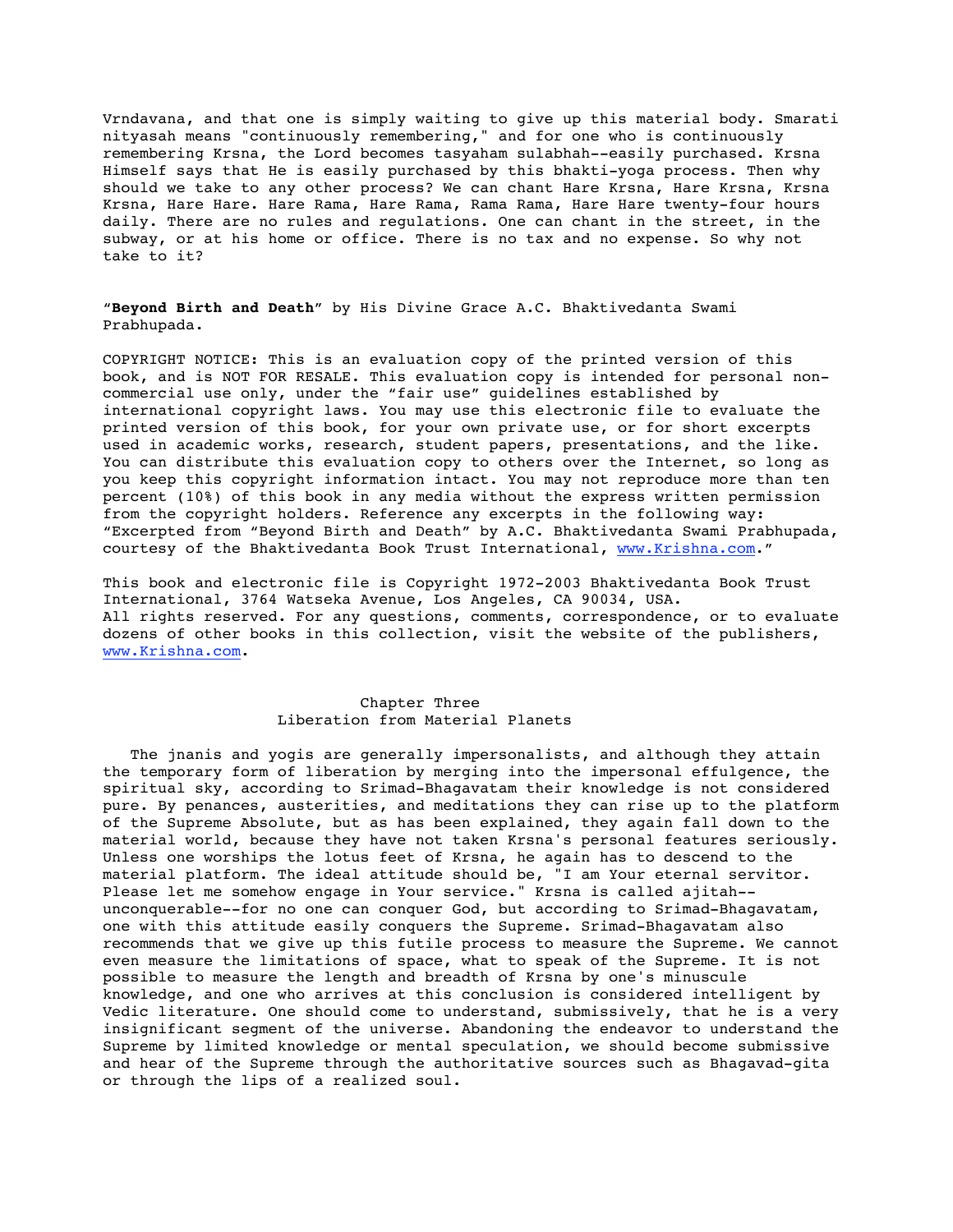Vrndavana, and that one is simply waiting to give up this material body. Smarati nityasah means "continuously remembering," and for one who is continuously remembering Krsna, the Lord becomes tasyaham sulabhah--easily purchased. Krsna Himself says that He is easily purchased by this bhakti-yoga process. Then why should we take to any other process? We can chant Hare Krsna, Hare Krsna, Krsna Krsna, Hare Hare. Hare Rama, Hare Rama, Rama Rama, Hare Hare twenty-four hours daily. There are no rules and regulations. One can chant in the street, in the subway, or at his home or office. There is no tax and no expense. So why not take to it?

"**Beyond Birth and Death**" by His Divine Grace A.C. Bhaktivedanta Swami Prabhupada.

COPYRIGHT NOTICE: This is an evaluation copy of the printed version of this book, and is NOT FOR RESALE. This evaluation copy is intended for personal non-commercial use only, under the "fair use" guidelines established by international copyright laws. You may use this electronic file to evaluate the printed version of this book, for your own private use, or for short excerpts used in academic works, research, student papers, presentations, and the like. You can distribute this evaluation copy to others over the Internet, so long as you keep this copyright information intact. You may not reproduce more than ten percent (10%) of this book in any media without the express written permission from the copyright holders. Reference any excerpts in the following way: "Excerpted from "Beyond Birth and Death" by A.C. Bhaktivedanta Swami Prabhupada, courtesy of the Bhaktivedanta Book Trust International, www.Krishna.com."

This book and electronic file is Copyright 1972-2003 Bhaktivedanta Book Trust International, 3764 Watseka Avenue, Los Angeles, CA 90034, USA. All rights reserved. For any questions, comments, correspondence, or to evaluate dozens of other books in this collection, visit the website of the publishers, www.Krishna.com.

## Chapter Three
## Liberation from Material Planets

The jnanis and yogis are generally impersonalists, and although they attain the temporary form of liberation by merging into the impersonal effulgence, the spiritual sky, according to Srimad-Bhagavatam their knowledge is not considered pure. By penances, austerities, and meditations they can rise up to the platform of the Supreme Absolute, but as has been explained, they again fall down to the material world, because they have not taken Krsna's personal features seriously. Unless one worships the lotus feet of Krsna, he again has to descend to the material platform. The ideal attitude should be, "I am Your eternal servitor. Please let me somehow engage in Your service." Krsna is called ajitah--unconquerable--for no one can conquer God, but according to Srimad-Bhagavatam, one with this attitude easily conquers the Supreme. Srimad-Bhagavatam also recommends that we give up this futile process to measure the Supreme. We cannot even measure the limitations of space, what to speak of the Supreme. It is not possible to measure the length and breadth of Krsna by one's minuscule knowledge, and one who arrives at this conclusion is considered intelligent by Vedic literature. One should come to understand, submissively, that he is a very insignificant segment of the universe. Abandoning the endeavor to understand the Supreme by limited knowledge or mental speculation, we should become submissive and hear of the Supreme through the authoritative sources such as Bhagavad-gita or through the lips of a realized soul.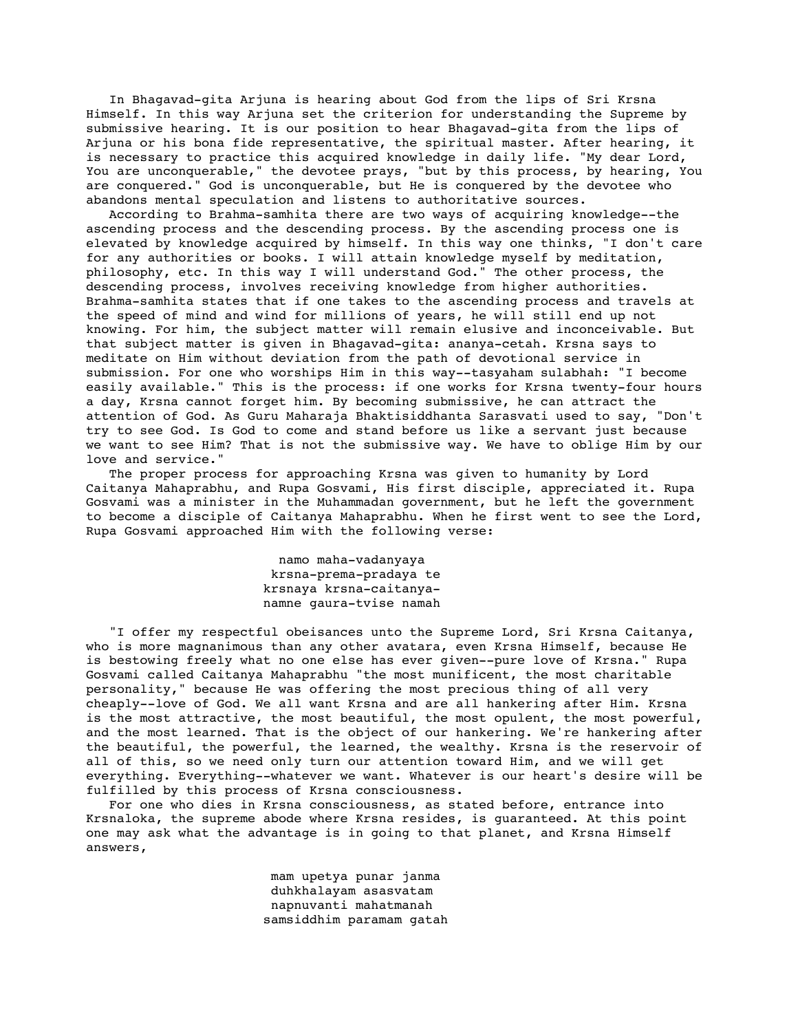In Bhagavad-gita Arjuna is hearing about God from the lips of Sri Krsna Himself. In this way Arjuna set the criterion for understanding the Supreme by submissive hearing. It is our position to hear Bhagavad-gita from the lips of Arjuna or his bona fide representative, the spiritual master. After hearing, it is necessary to practice this acquired knowledge in daily life. "My dear Lord, You are unconquerable," the devotee prays, "but by this process, by hearing, You are conquered." God is unconquerable, but He is conquered by the devotee who abandons mental speculation and listens to authoritative sources.

According to Brahma-samhita there are two ways of acquiring knowledge--the ascending process and the descending process. By the ascending process one is elevated by knowledge acquired by himself. In this way one thinks, "I don't care for any authorities or books. I will attain knowledge myself by meditation, philosophy, etc. In this way I will understand God." The other process, the descending process, involves receiving knowledge from higher authorities. Brahma-samhita states that if one takes to the ascending process and travels at the speed of mind and wind for millions of years, he will still end up not knowing. For him, the subject matter will remain elusive and inconceivable. But that subject matter is given in Bhagavad-gita: ananya-cetah. Krsna says to meditate on Him without deviation from the path of devotional service in submission. For one who worships Him in this way--tasyaham sulabhah: "I become easily available." This is the process: if one works for Krsna twenty-four hours a day, Krsna cannot forget him. By becoming submissive, he can attract the attention of God. As Guru Maharaja Bhaktisiddhanta Sarasvati used to say, "Don't try to see God. Is God to come and stand before us like a servant just because we want to see Him? That is not the submissive way. We have to oblige Him by our love and service."

The proper process for approaching Krsna was given to humanity by Lord Caitanya Mahaprabhu, and Rupa Gosvami, His first disciple, appreciated it. Rupa Gosvami was a minister in the Muhammadan government, but he left the government to become a disciple of Caitanya Mahaprabhu. When he first went to see the Lord, Rupa Gosvami approached Him with the following verse:

namo maha-vadanyaya
krsna-prema-pradaya te
krsnaya krsna-caitanya-
namne gaura-tvise namah

"I offer my respectful obeisances unto the Supreme Lord, Sri Krsna Caitanya, who is more magnanimous than any other avatara, even Krsna Himself, because He is bestowing freely what no one else has ever given--pure love of Krsna." Rupa Gosvami called Caitanya Mahaprabhu "the most munificent, the most charitable personality," because He was offering the most precious thing of all very cheaply--love of God. We all want Krsna and are all hankering after Him. Krsna is the most attractive, the most beautiful, the most opulent, the most powerful, and the most learned. That is the object of our hankering. We're hankering after the beautiful, the powerful, the learned, the wealthy. Krsna is the reservoir of all of this, so we need only turn our attention toward Him, and we will get everything. Everything--whatever we want. Whatever is our heart's desire will be fulfilled by this process of Krsna consciousness.

For one who dies in Krsna consciousness, as stated before, entrance into Krsnaloka, the supreme abode where Krsna resides, is guaranteed. At this point one may ask what the advantage is in going to that planet, and Krsna Himself answers,

mam upetya punar janma
duhkhalayam asasvatam
napnuvanti mahatmanah
samsiddhim paramam gatah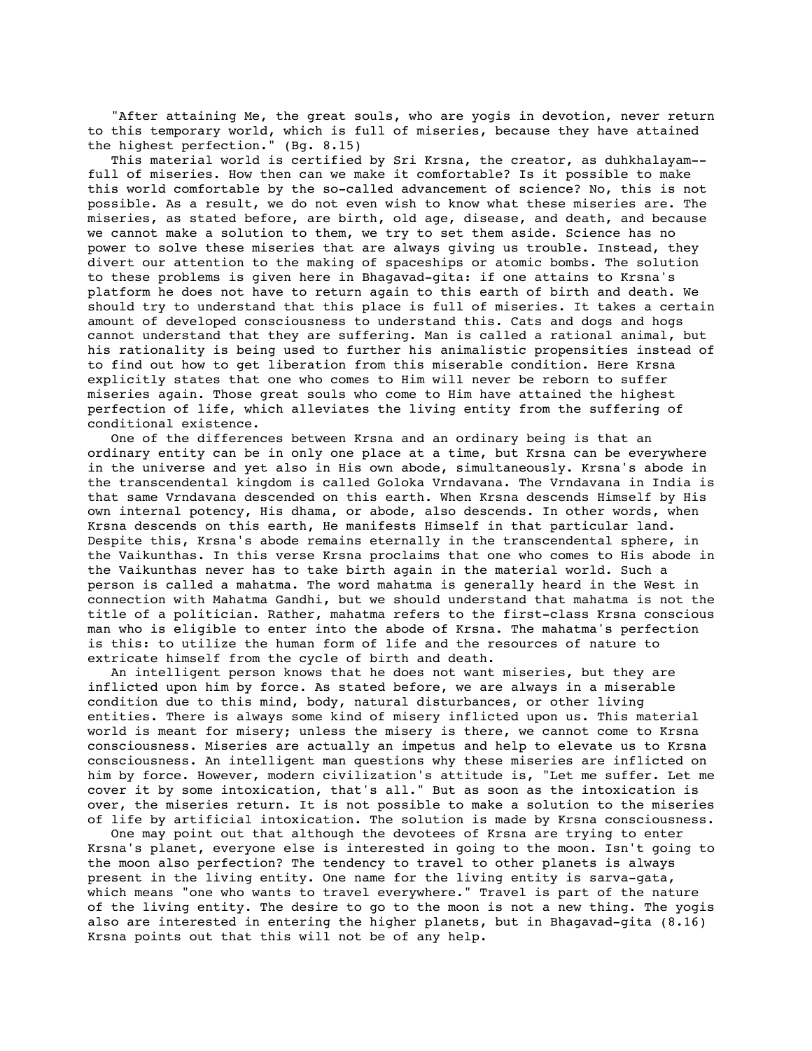"After attaining Me, the great souls, who are yogis in devotion, never return to this temporary world, which is full of miseries, because they have attained the highest perfection." (Bg. 8.15)

This material world is certified by Sri Krsna, the creator, as duhkhalayam--full of miseries. How then can we make it comfortable? Is it possible to make this world comfortable by the so-called advancement of science? No, this is not possible. As a result, we do not even wish to know what these miseries are. The miseries, as stated before, are birth, old age, disease, and death, and because we cannot make a solution to them, we try to set them aside. Science has no power to solve these miseries that are always giving us trouble. Instead, they divert our attention to the making of spaceships or atomic bombs. The solution to these problems is given here in Bhagavad-gita: if one attains to Krsna's platform he does not have to return again to this earth of birth and death. We should try to understand that this place is full of miseries. It takes a certain amount of developed consciousness to understand this. Cats and dogs and hogs cannot understand that they are suffering. Man is called a rational animal, but his rationality is being used to further his animalistic propensities instead of to find out how to get liberation from this miserable condition. Here Krsna explicitly states that one who comes to Him will never be reborn to suffer miseries again. Those great souls who come to Him have attained the highest perfection of life, which alleviates the living entity from the suffering of conditional existence.

One of the differences between Krsna and an ordinary being is that an ordinary entity can be in only one place at a time, but Krsna can be everywhere in the universe and yet also in His own abode, simultaneously. Krsna's abode in the transcendental kingdom is called Goloka Vrndavana. The Vrndavana in India is that same Vrndavana descended on this earth. When Krsna descends Himself by His own internal potency, His dhama, or abode, also descends. In other words, when Krsna descends on this earth, He manifests Himself in that particular land. Despite this, Krsna's abode remains eternally in the transcendental sphere, in the Vaikunthas. In this verse Krsna proclaims that one who comes to His abode in the Vaikunthas never has to take birth again in the material world. Such a person is called a mahatma. The word mahatma is generally heard in the West in connection with Mahatma Gandhi, but we should understand that mahatma is not the title of a politician. Rather, mahatma refers to the first-class Krsna conscious man who is eligible to enter into the abode of Krsna. The mahatma's perfection is this: to utilize the human form of life and the resources of nature to extricate himself from the cycle of birth and death.

An intelligent person knows that he does not want miseries, but they are inflicted upon him by force. As stated before, we are always in a miserable condition due to this mind, body, natural disturbances, or other living entities. There is always some kind of misery inflicted upon us. This material world is meant for misery; unless the misery is there, we cannot come to Krsna consciousness. Miseries are actually an impetus and help to elevate us to Krsna consciousness. An intelligent man questions why these miseries are inflicted on him by force. However, modern civilization's attitude is, "Let me suffer. Let me cover it by some intoxication, that's all." But as soon as the intoxication is over, the miseries return. It is not possible to make a solution to the miseries of life by artificial intoxication. The solution is made by Krsna consciousness.

One may point out that although the devotees of Krsna are trying to enter Krsna's planet, everyone else is interested in going to the moon. Isn't going to the moon also perfection? The tendency to travel to other planets is always present in the living entity. One name for the living entity is sarva-gata, which means "one who wants to travel everywhere." Travel is part of the nature of the living entity. The desire to go to the moon is not a new thing. The yogis also are interested in entering the higher planets, but in Bhagavad-gita (8.16) Krsna points out that this will not be of any help.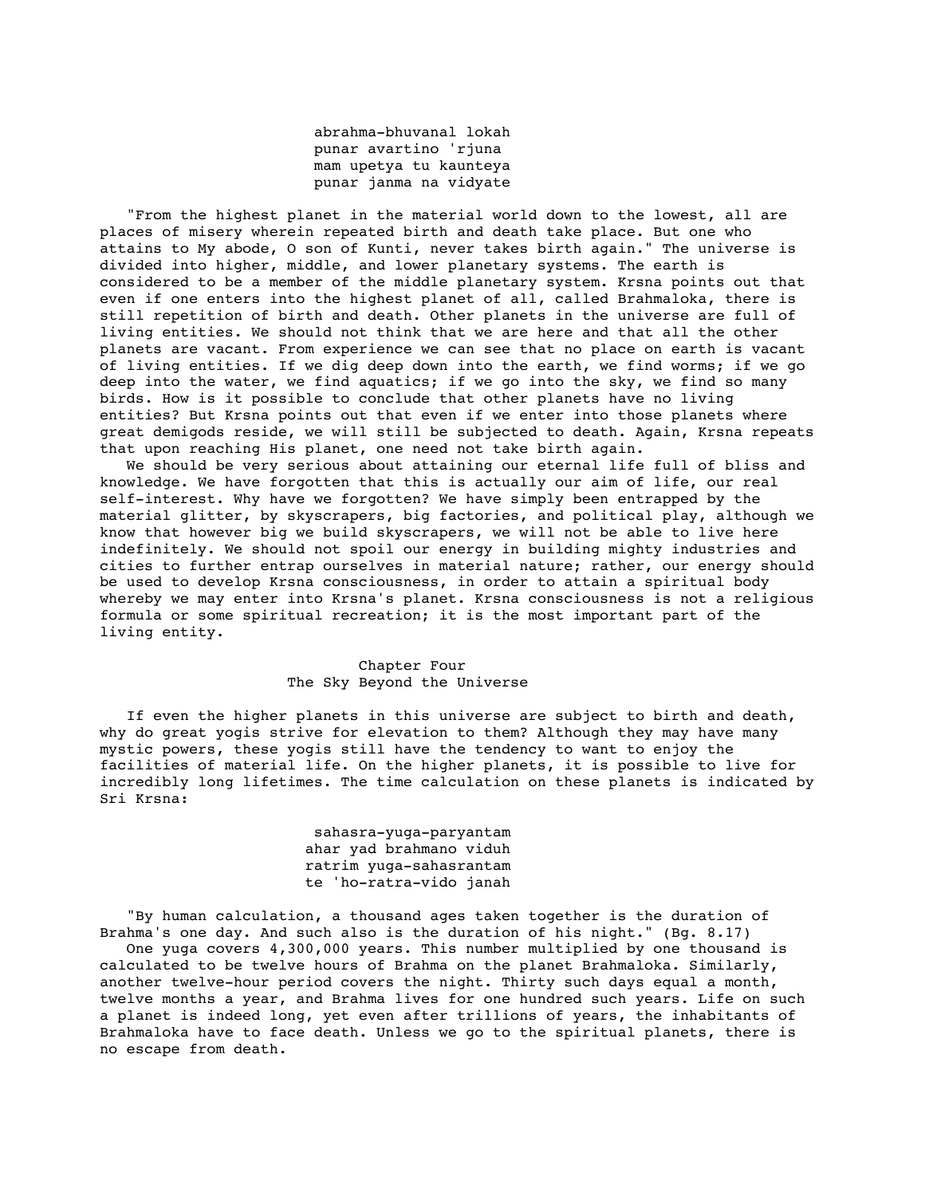abrahma-bhuvanal lokah  
punar avartino 'rjuna  
mam upetya tu kaunteya  
punar janma na vidyate

"From the highest planet in the material world down to the lowest, all are places of misery wherein repeated birth and death take place. But one who attains to My abode, O son of Kunti, never takes birth again." The universe is divided into higher, middle, and lower planetary systems. The earth is considered to be a member of the middle planetary system. Krsna points out that even if one enters into the highest planet of all, called Brahmaloka, there is still repetition of birth and death. Other planets in the universe are full of living entities. We should not think that we are here and that all the other planets are vacant. From experience we can see that no place on earth is vacant of living entities. If we dig deep down into the earth, we find worms; if we go deep into the water, we find aquatics; if we go into the sky, we find so many birds. How is it possible to conclude that other planets have no living entities? But Krsna points out that even if we enter into those planets where great demigods reside, we will still be subjected to death. Again, Krsna repeats that upon reaching His planet, one need not take birth again.

We should be very serious about attaining our eternal life full of bliss and knowledge. We have forgotten that this is actually our aim of life, our real self-interest. Why have we forgotten? We have simply been entrapped by the material glitter, by skyscrapers, big factories, and political play, although we know that however big we build skyscrapers, we will not be able to live here indefinitely. We should not spoil our energy in building mighty industries and cities to further entrap ourselves in material nature; rather, our energy should be used to develop Krsna consciousness, in order to attain a spiritual body whereby we may enter into Krsna's planet. Krsna consciousness is not a religious formula or some spiritual recreation; it is the most important part of the living entity.

## Chapter Four
## The Sky Beyond the Universe

If even the higher planets in this universe are subject to birth and death, why do great yogis strive for elevation to them? Although they may have many mystic powers, these yogis still have the tendency to want to enjoy the facilities of material life. On the higher planets, it is possible to live for incredibly long lifetimes. The time calculation on these planets is indicated by Sri Krsna:

sahasra-yuga-paryantam  
ahar yad brahmano viduh  
ratrim yuga-sahasrantam  
te 'ho-ratra-vido janah

"By human calculation, a thousand ages taken together is the duration of Brahma's one day. And such also is the duration of his night." (Bg. 8.17)

One yuga covers 4,300,000 years. This number multiplied by one thousand is calculated to be twelve hours of Brahma on the planet Brahmaloka. Similarly, another twelve-hour period covers the night. Thirty such days equal a month, twelve months a year, and Brahma lives for one hundred such years. Life on such a planet is indeed long, yet even after trillions of years, the inhabitants of Brahmaloka have to face death. Unless we go to the spiritual planets, there is no escape from death.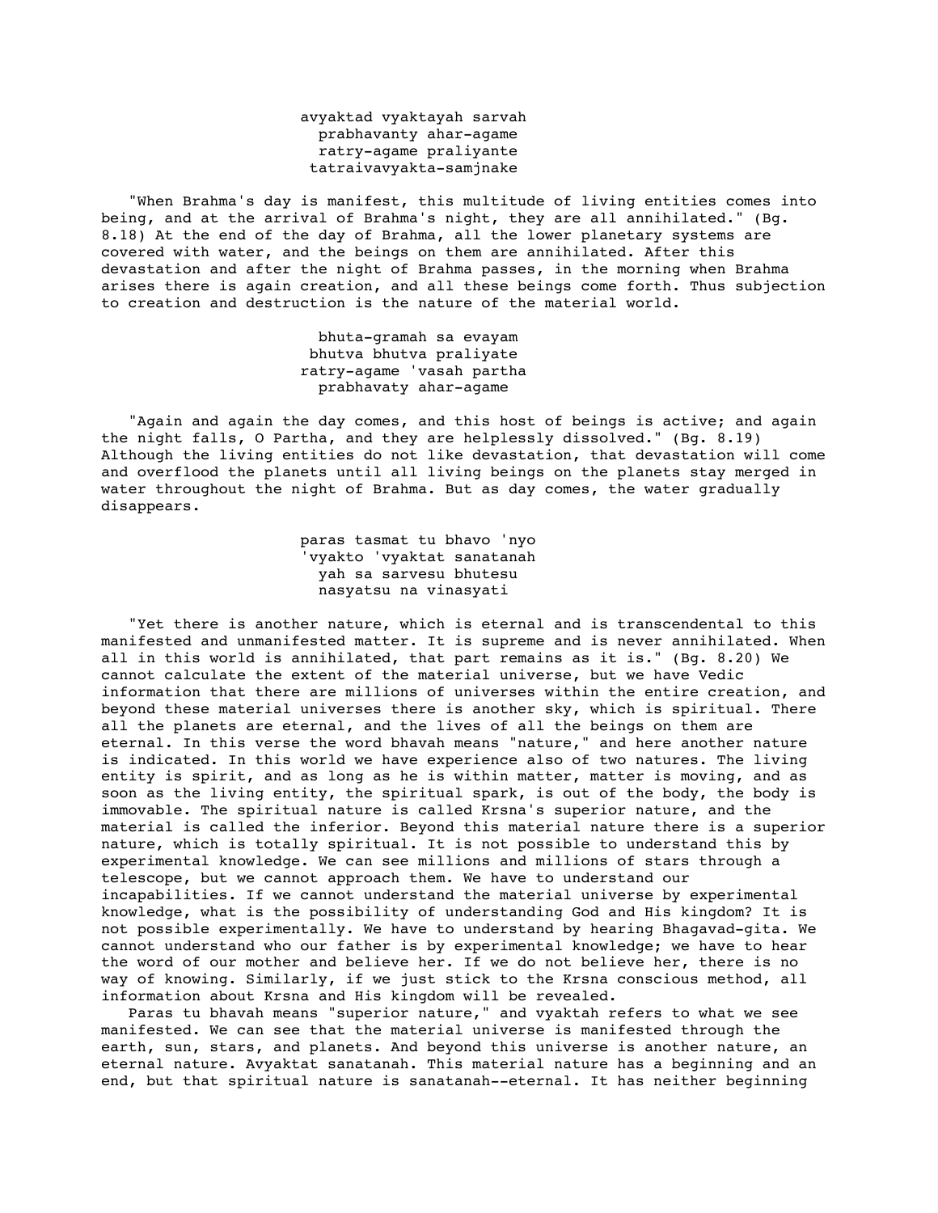avyaktad vyaktayah sarvah  
prabhavanty ahar-agame  
ratry-agame praliyante  
tatraivavyakta-samjnake

"When Brahma's day is manifest, this multitude of living entities comes into being, and at the arrival of Brahma's night, they are all annihilated." (Bg. 8.18) At the end of the day of Brahma, all the lower planetary systems are covered with water, and the beings on them are annihilated. After this devastation and after the night of Brahma passes, in the morning when Brahma arises there is again creation, and all these beings come forth. Thus subjection to creation and destruction is the nature of the material world.

bhuta-gramah sa evayam  
bhutva bhutva praliyate  
ratry-agame 'vasah partha  
prabhavaty ahar-agame

"Again and again the day comes, and this host of beings is active; and again the night falls, O Partha, and they are helplessly dissolved." (Bg. 8.19) Although the living entities do not like devastation, that devastation will come and overflood the planets until all living beings on the planets stay merged in water throughout the night of Brahma. But as day comes, the water gradually disappears.

paras tasmat tu bhavo 'nyo  
'vyakto 'vyaktat sanatanah  
yah sa sarvesu bhutesu  
nasyatsu na vinasyati

"Yet there is another nature, which is eternal and is transcendental to this manifested and unmanifested matter. It is supreme and is never annihilated. When all in this world is annihilated, that part remains as it is." (Bg. 8.20) We cannot calculate the extent of the material universe, but we have Vedic information that there are millions of universes within the entire creation, and beyond these material universes there is another sky, which is spiritual. There all the planets are eternal, and the lives of all the beings on them are eternal. In this verse the word bhavah means "nature," and here another nature is indicated. In this world we have experience also of two natures. The living entity is spirit, and as long as he is within matter, matter is moving, and as soon as the living entity, the spiritual spark, is out of the body, the body is immovable. The spiritual nature is called Krsna's superior nature, and the material is called the inferior. Beyond this material nature there is a superior nature, which is totally spiritual. It is not possible to understand this by experimental knowledge. We can see millions and millions of stars through a telescope, but we cannot approach them. We have to understand our incapabilities. If we cannot understand the material universe by experimental knowledge, what is the possibility of understanding God and His kingdom? It is not possible experimentally. We have to understand by hearing Bhagavad-gita. We cannot understand who our father is by experimental knowledge; we have to hear the word of our mother and believe her. If we do not believe her, there is no way of knowing. Similarly, if we just stick to the Krsna conscious method, all information about Krsna and His kingdom will be revealed.

Paras tu bhavah means "superior nature," and vyaktah refers to what we see manifested. We can see that the material universe is manifested through the earth, sun, stars, and planets. And beyond this universe is another nature, an eternal nature. Avyaktat sanatanah. This material nature has a beginning and an end, but that spiritual nature is sanatanah--eternal. It has neither beginning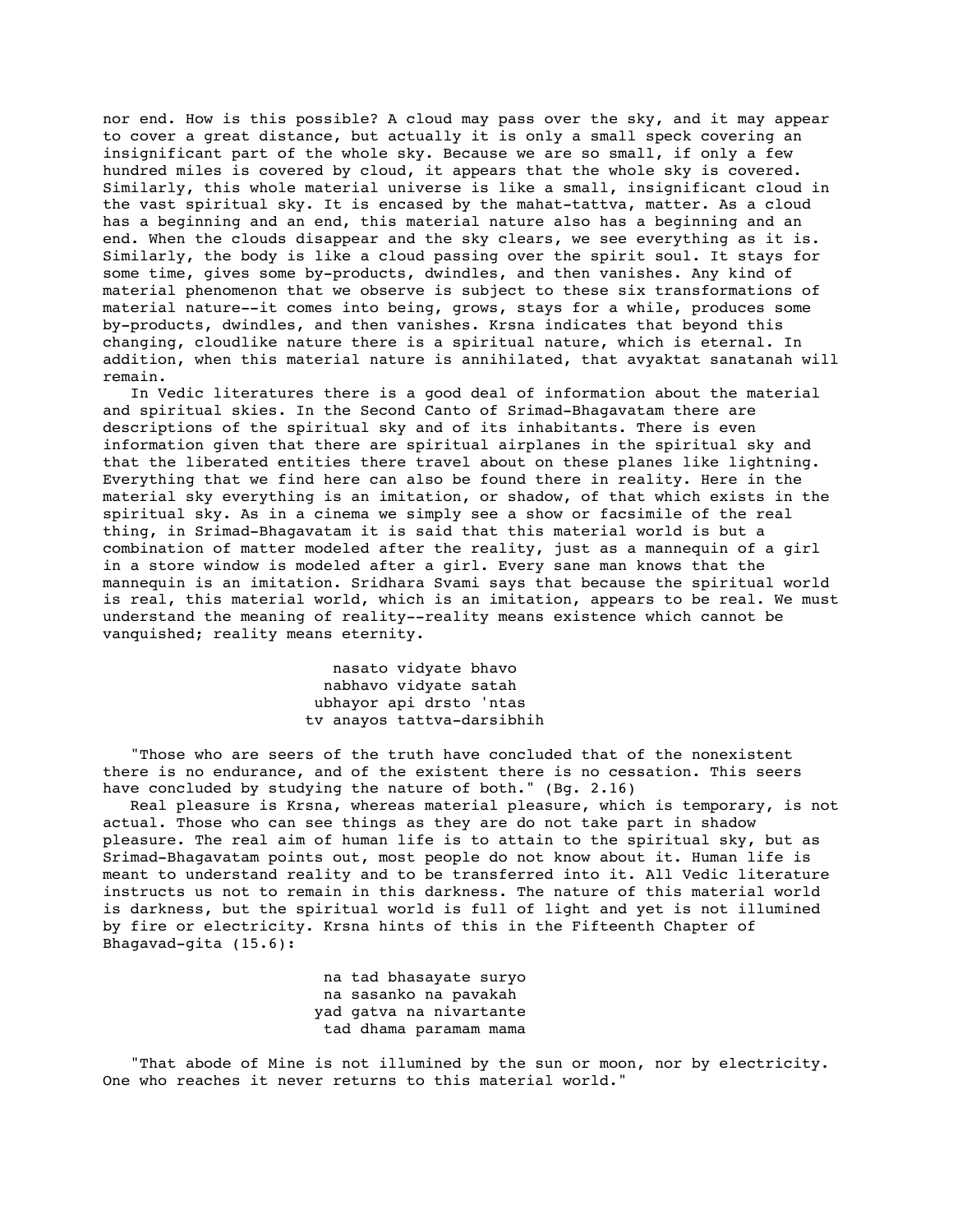nor end. How is this possible? A cloud may pass over the sky, and it may appear to cover a great distance, but actually it is only a small speck covering an insignificant part of the whole sky. Because we are so small, if only a few hundred miles is covered by cloud, it appears that the whole sky is covered. Similarly, this whole material universe is like a small, insignificant cloud in the vast spiritual sky. It is encased by the mahat-tattva, matter. As a cloud has a beginning and an end, this material nature also has a beginning and an end. When the clouds disappear and the sky clears, we see everything as it is. Similarly, the body is like a cloud passing over the spirit soul. It stays for some time, gives some by-products, dwindles, and then vanishes. Any kind of material phenomenon that we observe is subject to these six transformations of material nature--it comes into being, grows, stays for a while, produces some by-products, dwindles, and then vanishes. Krsna indicates that beyond this changing, cloudlike nature there is a spiritual nature, which is eternal. In addition, when this material nature is annihilated, that avyaktat sanatanah will remain.

In Vedic literatures there is a good deal of information about the material and spiritual skies. In the Second Canto of Srimad-Bhagavatam there are descriptions of the spiritual sky and of its inhabitants. There is even information given that there are spiritual airplanes in the spiritual sky and that the liberated entities there travel about on these planes like lightning. Everything that we find here can also be found there in reality. Here in the material sky everything is an imitation, or shadow, of that which exists in the spiritual sky. As in a cinema we simply see a show or facsimile of the real thing, in Srimad-Bhagavatam it is said that this material world is but a combination of matter modeled after the reality, just as a mannequin of a girl in a store window is modeled after a girl. Every sane man knows that the mannequin is an imitation. Sridhara Svami says that because the spiritual world is real, this material world, which is an imitation, appears to be real. We must understand the meaning of reality--reality means existence which cannot be vanquished; reality means eternity.

nasato vidyate bhavo  
nabhavo vidyate satah  
ubhayor api drsto 'ntas  
tv anayos tattva-darsibhih

"Those who are seers of the truth have concluded that of the nonexistent there is no endurance, and of the existent there is no cessation. This seers have concluded by studying the nature of both." (Bg. 2.16)

Real pleasure is Krsna, whereas material pleasure, which is temporary, is not actual. Those who can see things as they are do not take part in shadow pleasure. The real aim of human life is to attain to the spiritual sky, but as Srimad-Bhagavatam points out, most people do not know about it. Human life is meant to understand reality and to be transferred into it. All Vedic literature instructs us not to remain in this darkness. The nature of this material world is darkness, but the spiritual world is full of light and yet is not illumined by fire or electricity. Krsna hints of this in the Fifteenth Chapter of Bhagavad-gita (15.6):

na tad bhasayate suryo  
na sasanko na pavakah  
yad gatva na nivartante  
tad dhama paramam mama

"That abode of Mine is not illumined by the sun or moon, nor by electricity. One who reaches it never returns to this material world."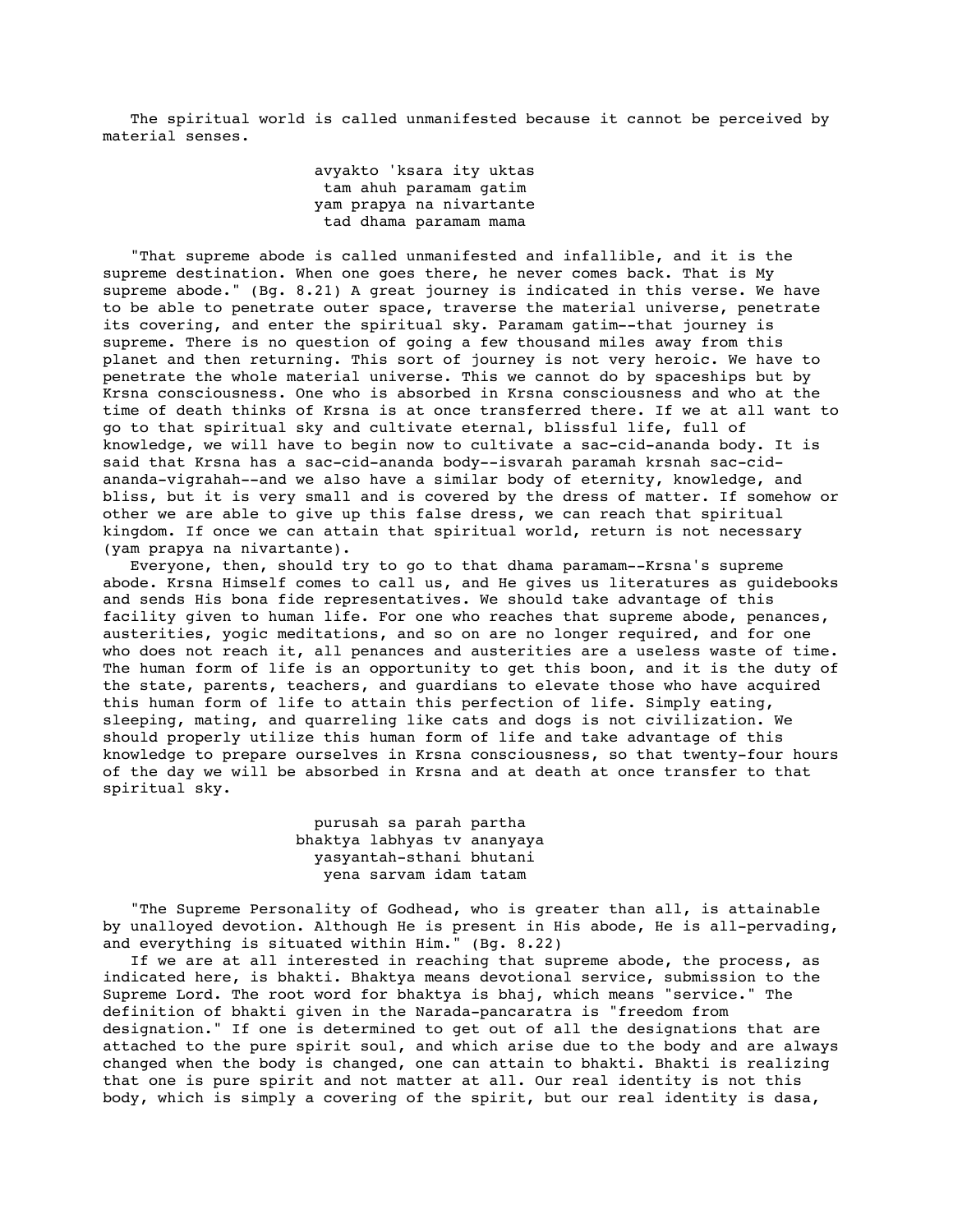The spiritual world is called unmanifested because it cannot be perceived by material senses.

> avyakto 'ksara ity uktas
> tam ahuh paramam gatim
> yam prapya na nivartante
> tad dhama paramam mama

"That supreme abode is called unmanifested and infallible, and it is the supreme destination. When one goes there, he never comes back. That is My supreme abode." (Bg. 8.21) A great journey is indicated in this verse. We have to be able to penetrate outer space, traverse the material universe, penetrate its covering, and enter the spiritual sky. Paramam gatim--that journey is supreme. There is no question of going a few thousand miles away from this planet and then returning. This sort of journey is not very heroic. We have to penetrate the whole material universe. This we cannot do by spaceships but by Krsna consciousness. One who is absorbed in Krsna consciousness and who at the time of death thinks of Krsna is at once transferred there. If we at all want to go to that spiritual sky and cultivate eternal, blissful life, full of knowledge, we will have to begin now to cultivate a sac-cid-ananda body. It is said that Krsna has a sac-cid-ananda body--isvarah paramah krsnah sac-cid-ananda-vigrahah--and we also have a similar body of eternity, knowledge, and bliss, but it is very small and is covered by the dress of matter. If somehow or other we are able to give up this false dress, we can reach that spiritual kingdom. If once we can attain that spiritual world, return is not necessary (yam prapya na nivartante).

Everyone, then, should try to go to that dhama paramam--Krsna's supreme abode. Krsna Himself comes to call us, and He gives us literatures as guidebooks and sends His bona fide representatives. We should take advantage of this facility given to human life. For one who reaches that supreme abode, penances, austerities, yogic meditations, and so on are no longer required, and for one who does not reach it, all penances and austerities are a useless waste of time. The human form of life is an opportunity to get this boon, and it is the duty of the state, parents, teachers, and guardians to elevate those who have acquired this human form of life to attain this perfection of life. Simply eating, sleeping, mating, and quarreling like cats and dogs is not civilization. We should properly utilize this human form of life and take advantage of this knowledge to prepare ourselves in Krsna consciousness, so that twenty-four hours of the day we will be absorbed in Krsna and at death at once transfer to that spiritual sky.

> purusah sa parah partha
> bhaktya labhyas tv ananyaya
> yasyantah-sthani bhutani
> yena sarvam idam tatam

"The Supreme Personality of Godhead, who is greater than all, is attainable by unalloyed devotion. Although He is present in His abode, He is all-pervading, and everything is situated within Him." (Bg. 8.22)

If we are at all interested in reaching that supreme abode, the process, as indicated here, is bhakti. Bhaktya means devotional service, submission to the Supreme Lord. The root word for bhaktya is bhaj, which means "service." The definition of bhakti given in the Narada-pancaratra is "freedom from designation." If one is determined to get out of all the designations that are attached to the pure spirit soul, and which arise due to the body and are always changing when the body is changed, one can attain to bhakti. Bhakti is realizing that one is pure spirit and not matter at all. Our real identity is not this body, which is simply a covering of the spirit, but our real identity is dasa,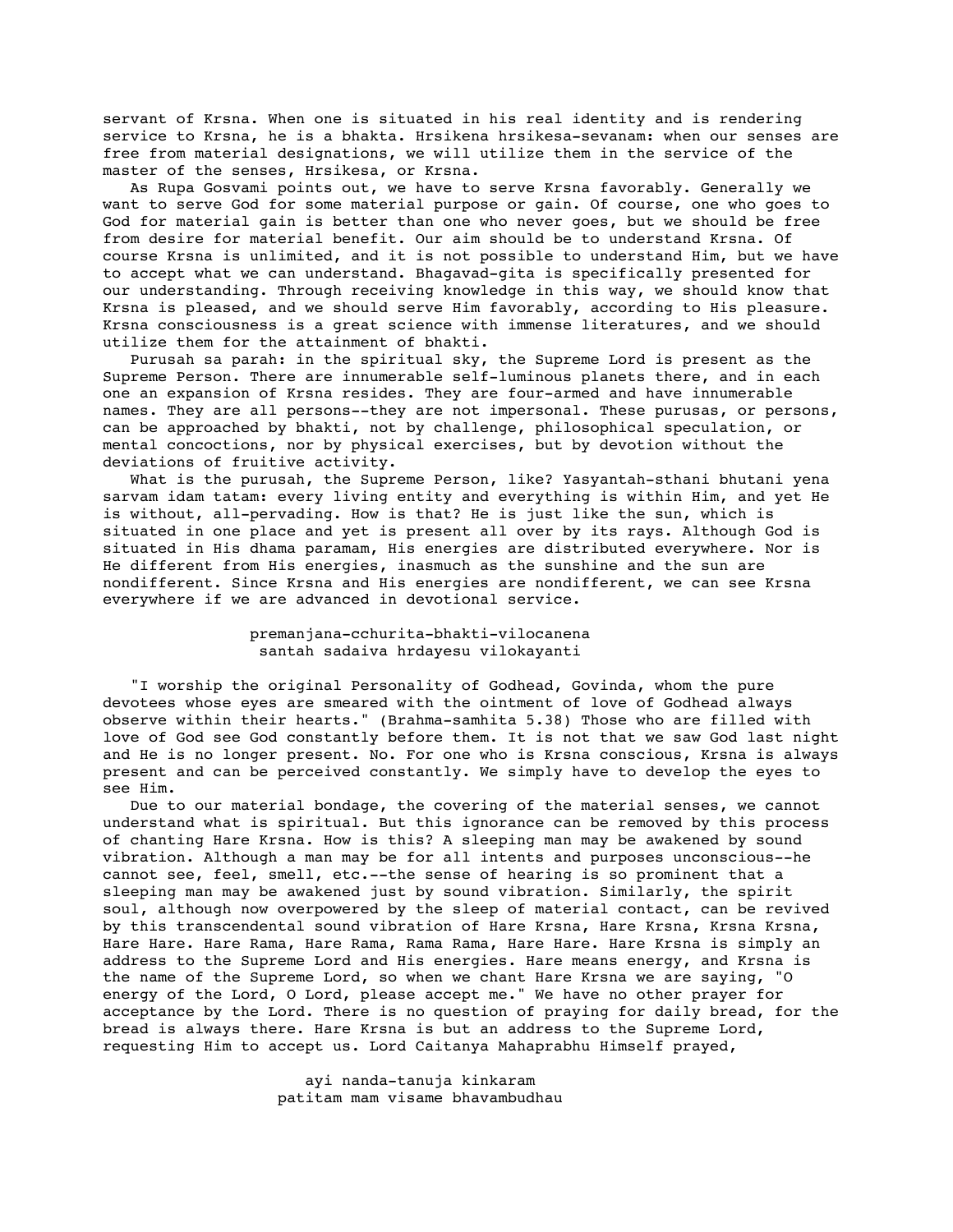servant of Krsna. When one is situated in his real identity and is rendering service to Krsna, he is a bhakta. Hrsikena hrsikesa-sevanam: when our senses are free from material designations, we will utilize them in the service of the master of the senses, Hrsikesa, or Krsna.

As Rupa Gosvami points out, we have to serve Krsna favorably. Generally we want to serve God for some material purpose or gain. Of course, one who goes to God for material gain is better than one who never goes, but we should be free from desire for material benefit. Our aim should be to understand Krsna. Of course Krsna is unlimited, and it is not possible to understand Him, but we have to accept what we can understand. Bhagavad-gita is specifically presented for our understanding. Through receiving knowledge in this way, we should know that Krsna is pleased, and we should serve Him favorably, according to His pleasure. Krsna consciousness is a great science with immense literatures, and we should utilize them for the attainment of bhakti.

Purusah sa parah: in the spiritual sky, the Supreme Lord is present as the Supreme Person. There are innumerable self-luminous planets there, and in each one an expansion of Krsna resides. They are four-armed and have innumerable names. They are all persons--they are not impersonal. These purusas, or persons, can be approached by bhakti, not by challenge, philosophical speculation, or mental concoctions, nor by physical exercises, but by devotion without the deviations of fruitive activity.

What is the purusah, the Supreme Person, like? Yasyantah-sthani bhutani yena sarvam idam tatam: every living entity and everything is within Him, and yet He is without, all-pervading. How is that? He is just like the sun, which is situated in one place and yet is present all over by its rays. Although God is situated in His dhama paramam, His energies are distributed everywhere. Nor is He different from His energies, inasmuch as the sunshine and the sun are nondifferent. Since Krsna and His energies are nondifferent, we can see Krsna everywhere if we are advanced in devotional service.

> premanjana-cchurita-bhakti-vilocanena
> santah sadaiva hrdayesu vilokayanti

"I worship the original Personality of Godhead, Govinda, whom the pure devotees whose eyes are smeared with the ointment of love of Godhead always observe within their hearts." (Brahma-samhita 5.38) Those who are filled with love of God see God constantly before them. It is not that we saw God last night and He is no longer present. No. For one who is Krsna conscious, Krsna is always present and can be perceived constantly. We simply have to develop the eyes to see Him.

Due to our material bondage, the covering of the material senses, we cannot understand what is spiritual. But this ignorance can be removed by this process of chanting Hare Krsna. How is this? A sleeping man may be awakened by sound vibration. Although a man may be for all intents and purposes unconscious--he cannot see, feel, smell, etc.--the sense of hearing is so prominent that a sleeping man may be awakened just by sound vibration. Similarly, the spirit soul, although now overpowered by the sleep of material contact, can be revived by this transcendental sound vibration of Hare Krsna, Hare Krsna, Krsna Krsna, Hare Hare. Hare Rama, Hare Rama, Rama Rama, Hare Hare. Hare Krsna is simply an address to the Supreme Lord and His energies. Hare means energy, and Krsna is the name of the Supreme Lord, so when we chant Hare Krsna we are saying, "O energy of the Lord, O Lord, please accept me." We have no other prayer for acceptance by the Lord. There is no question of praying for daily bread, for the bread is always there. Hare Krsna is but an address to the Supreme Lord, requesting Him to accept us. Lord Caitanya Mahaprabhu Himself prayed,

> ayi nanda-tanuja kinkaram
> patitam mam visame bhavambudhau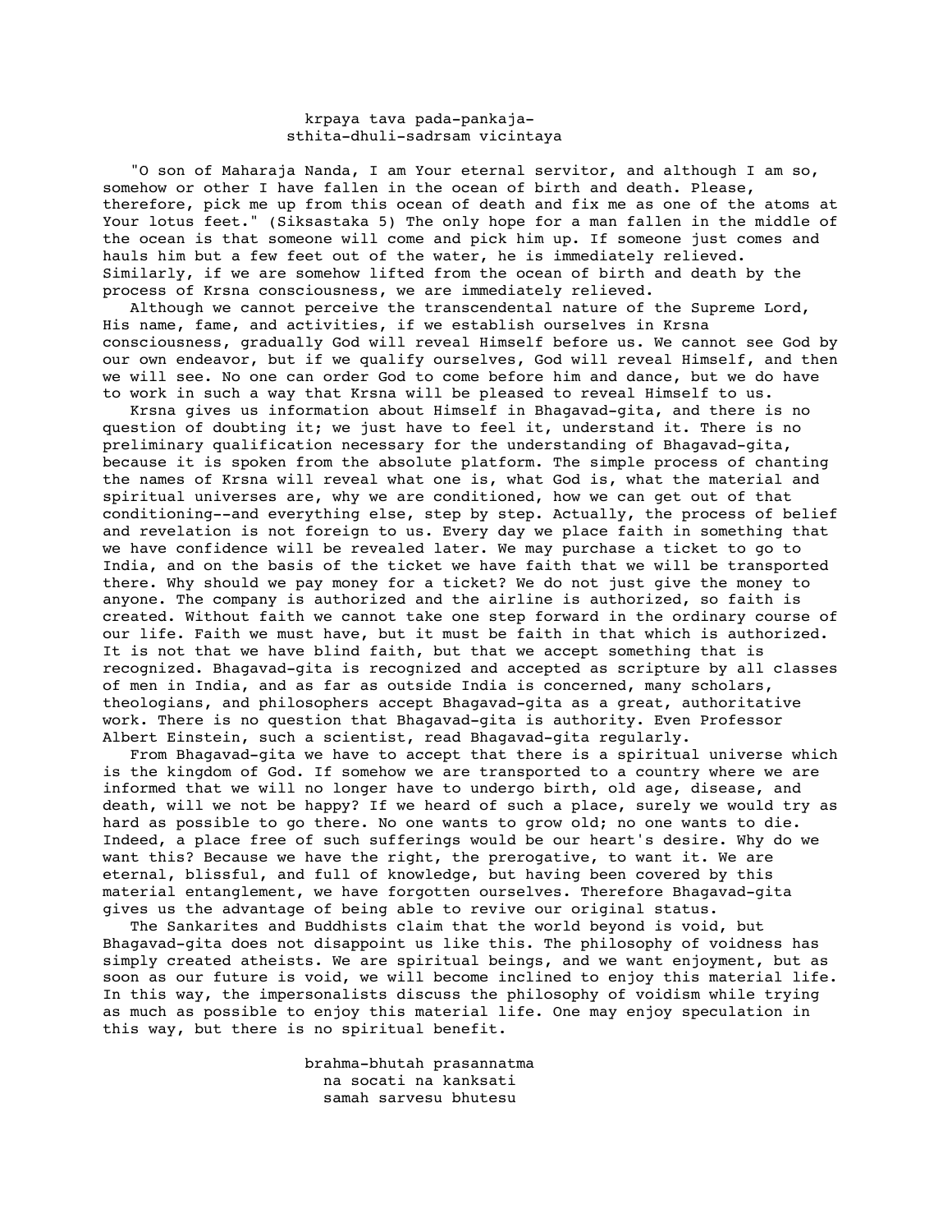krpaya tava pada-pankaja-
sthita-dhuli-sadrsam vicintaya

"O son of Maharaja Nanda, I am Your eternal servitor, and although I am so, somehow or other I have fallen in the ocean of birth and death. Please, therefore, pick me up from this ocean of death and fix me as one of the atoms at Your lotus feet." (Siksastaka 5) The only hope for a man fallen in the middle of the ocean is that someone will come and pick him up. If someone just comes and hauls him but a few feet out of the water, he is immediately relieved. Similarly, if we are somehow lifted from the ocean of birth and death by the process of Krsna consciousness, we are immediately relieved.

Although we cannot perceive the transcendental nature of the Supreme Lord, His name, fame, and activities, if we establish ourselves in Krsna consciousness, gradually God will reveal Himself before us. We cannot see God by our own endeavor, but if we qualify ourselves, God will reveal Himself, and then we will see. No one can order God to come before him and dance, but we do have to work in such a way that Krsna will be pleased to reveal Himself to us.

Krsna gives us information about Himself in Bhagavad-gita, and there is no question of doubting it; we just have to feel it, understand it. There is no preliminary qualification necessary for the understanding of Bhagavad-gita, because it is spoken from the absolute platform. The simple process of chanting the names of Krsna will reveal what one is, what God is, what the material and spiritual universes are, why we are conditioned, how we can get out of that conditioning--and everything else, step by step. Actually, the process of belief and revelation is not foreign to us. Every day we place faith in something that we have confidence will be revealed later. We may purchase a ticket to go to India, and on the basis of the ticket we have faith that we will be transported there. Why should we pay money for a ticket? We do not just give the money to anyone. The company is authorized and the airline is authorized, so faith is created. Without faith we cannot take one step forward in the ordinary course of our life. Faith we must have, but it must be faith in that which is authorized. It is not that we have blind faith, but that we accept something that is recognized. Bhagavad-gita is recognized and accepted as scripture by all classes of men in India, and as far as outside India is concerned, many scholars, theologians, and philosophers accept Bhagavad-gita as a great, authoritative work. There is no question that Bhagavad-gita is authority. Even Professor Albert Einstein, such a scientist, read Bhagavad-gita regularly.

From Bhagavad-gita we have to accept that there is a spiritual universe which is the kingdom of God. If somehow we are transported to a country where we are informed that we will no longer have to undergo birth, old age, disease, and death, will we not be happy? If we heard of such a place, surely we would try as hard as possible to go there. No one wants to grow old; no one wants to die. Indeed, a place free of such sufferings would be our heart's desire. Why do we want this? Because we have the right, the prerogative, to want it. We are eternal, blissful, and full of knowledge, but having been covered by this material entanglement, we have forgotten ourselves. Therefore Bhagavad-gita gives us the advantage of being able to revive our original status.

The Sankarites and Buddhists claim that the world beyond is void, but Bhagavad-gita does not disappoint us like this. The philosophy of voidness has simply created atheists. We are spiritual beings, and we want enjoyment, but as soon as our future is void, we will become inclined to enjoy this material life. In this way, the impersonalists discuss the philosophy of voidism while trying as much as possible to enjoy this material life. One may enjoy speculation in this way, but there is no spiritual benefit.

brahma-bhutah prasannatma
na socati na kanksati
samah sarvesu bhutesu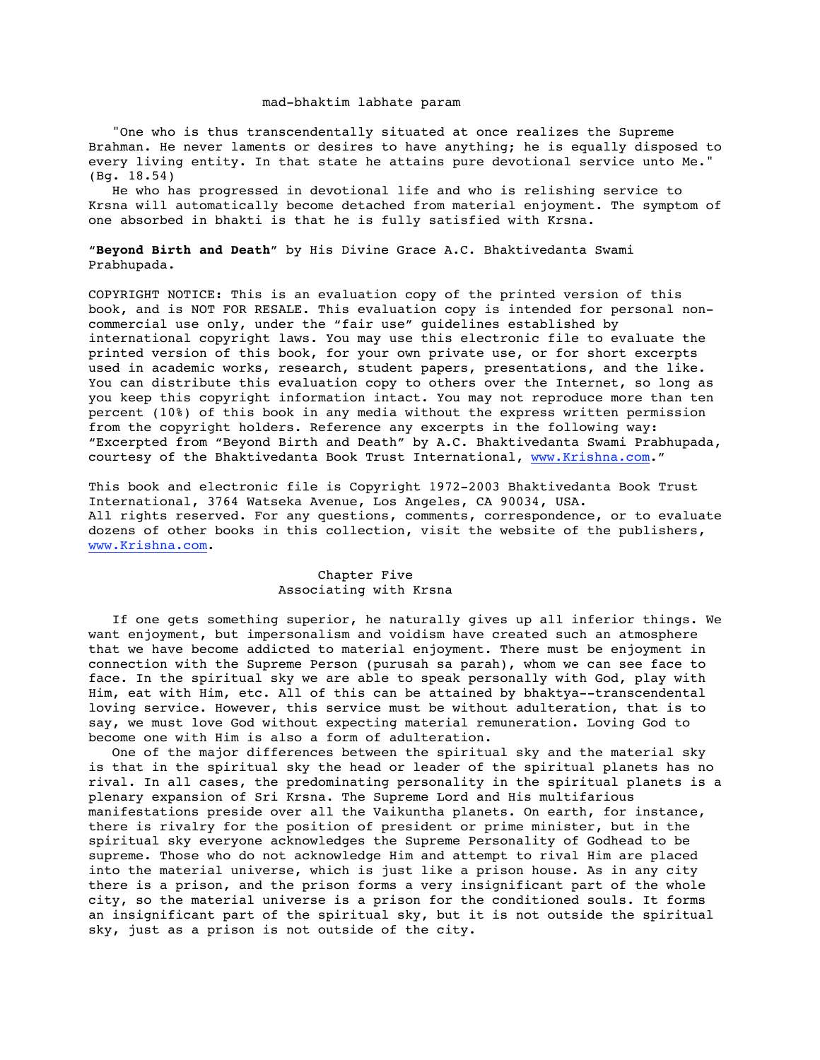mad-bhaktim labhate param

"One who is thus transcendentally situated at once realizes the Supreme Brahman. He never laments or desires to have anything; he is equally disposed to every living entity. In that state he attains pure devotional service unto Me." (Bg. 18.54)

He who has progressed in devotional life and who is relishing service to Krsna will automatically become detached from material enjoyment. The symptom of one absorbed in bhakti is that he is fully satisfied with Krsna.

"**Beyond Birth and Death**" by His Divine Grace A.C. Bhaktivedanta Swami Prabhupada.

COPYRIGHT NOTICE: This is an evaluation copy of the printed version of this book, and is NOT FOR RESALE. This evaluation copy is intended for personal non-commercial use only, under the "fair use" guidelines established by international copyright laws. You may use this electronic file to evaluate the printed version of this book, for your own private use, or for short excerpts used in academic works, research, student papers, presentations, and the like. You can distribute this evaluation copy to others over the Internet, so long as you keep this copyright information intact. You may not reproduce more than ten percent (10%) of this book in any media without the express written permission from the copyright holders. Reference any excerpts in the following way: "Excerpted from "Beyond Birth and Death" by A.C. Bhaktivedanta Swami Prabhupada, courtesy of the Bhaktivedanta Book Trust International, www.Krishna.com."

This book and electronic file is Copyright 1972-2003 Bhaktivedanta Book Trust International, 3764 Watseka Avenue, Los Angeles, CA 90034, USA. All rights reserved. For any questions, comments, correspondence, or to evaluate dozens of other books in this collection, visit the website of the publishers, www.Krishna.com.

## Chapter Five
## Associating with Krsna

If one gets something superior, he naturally gives up all inferior things. We want enjoyment, but impersonalism and voidism have created such an atmosphere that we have become addicted to material enjoyment. There must be enjoyment in connection with the Supreme Person (purusah sa parah), whom we can see face to face. In the spiritual sky we are able to speak personally with God, play with Him, eat with Him, etc. All of this can be attained by bhaktya--transcendental loving service. However, this service must be without adulteration, that is to say, we must love God without expecting material remuneration. Loving God to become one with Him is also a form of adulteration.

One of the major differences between the spiritual sky and the material sky is that in the spiritual sky the head or leader of the spiritual planets has no rival. In all cases, the predominating personality in the spiritual planets is a plenary expansion of Sri Krsna. The Supreme Lord and His multifarious manifestations preside over all the Vaikuntha planets. On earth, for instance, there is rivalry for the position of president or prime minister, but in the spiritual sky everyone acknowledges the Supreme Personality of Godhead to be supreme. Those who do not acknowledge Him and attempt to rival Him are placed into the material universe, which is just like a prison house. As in any city there is a prison, and the prison forms a very insignificant part of the whole city, so the material universe is a prison for the conditioned souls. It forms an insignificant part of the spiritual sky, but it is not outside the spiritual sky, just as a prison is not outside of the city.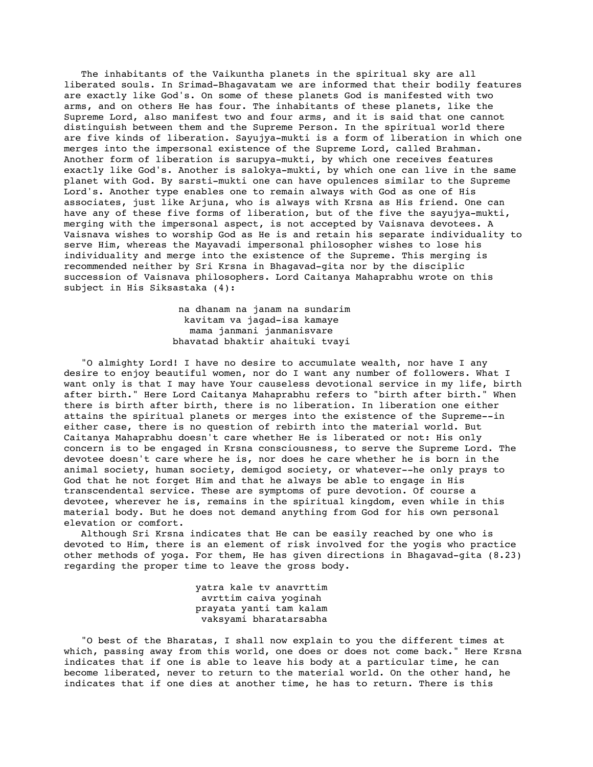The inhabitants of the Vaikuntha planets in the spiritual sky are all liberated souls. In Srimad-Bhagavatam we are informed that their bodily features are exactly like God's. On some of these planets God is manifested with two arms, and on others He has four. The inhabitants of these planets, like the Supreme Lord, also manifest two and four arms, and it is said that one cannot distinguish between them and the Supreme Person. In the spiritual world there are five kinds of liberation. Sayujya-mukti is a form of liberation in which one merges into the impersonal existence of the Supreme Lord, called Brahman. Another form of liberation is sarupya-mukti, by which one receives features exactly like God's. Another is salokya-mukti, by which one can live in the same planet with God. By sarsti-mukti one can have opulences similar to the Supreme Lord's. Another type enables one to remain always with God as one of His associates, just like Arjuna, who is always with Krsna as His friend. One can have any of these five forms of liberation, but of the five the sayujya-mukti, merging with the impersonal aspect, is not accepted by Vaisnava devotees. A Vaisnava wishes to worship God as He is and retain his separate individuality to serve Him, whereas the Mayavadi impersonal philosopher wishes to lose his individuality and merge into the existence of the Supreme. This merging is recommended neither by Sri Krsna in Bhagavad-gita nor by the disciplic succession of Vaisnava philosophers. Lord Caitanya Mahaprabhu wrote on this subject in His Siksastaka (4):

> na dhanam na janam na sundarim
> kavitam va jagad-isa kamaye
> mama janmani janmanisvare
> bhavatad bhaktir ahaituki tvayi

"O almighty Lord! I have no desire to accumulate wealth, nor have I any desire to enjoy beautiful women, nor do I want any number of followers. What I want only is that I may have Your causeless devotional service in my life, birth after birth." Here Lord Caitanya Mahaprabhu refers to "birth after birth." When there is birth after birth, there is no liberation. In liberation one either attains the spiritual planets or merges into the existence of the Supreme--in either case, there is no question of rebirth into the material world. But Caitanya Mahaprabhu doesn't care whether He is liberated or not: His only concern is to be engaged in Krsna consciousness, to serve the Supreme Lord. The devotee doesn't care where he is, nor does he care whether he is born in the animal society, human society, demigod society, or whatever--he only prays to God that he not forget Him and that he always be able to engage in His transcendental service. These are symptoms of pure devotion. Of course a devotee, wherever he is, remains in the spiritual kingdom, even while in this material body. But he does not demand anything from God for his own personal elevation or comfort.

Although Sri Krsna indicates that He can be easily reached by one who is devoted to Him, there is an element of risk involved for the yogis who practice other methods of yoga. For them, He has given directions in Bhagavad-gita (8.23) regarding the proper time to leave the gross body.

> yatra kale tv anavrttim
> avrttim caiva yoginah
> prayata yanti tam kalam
> vaksyami bharatarsabha

"O best of the Bharatas, I shall now explain to you the different times at which, passing away from this world, one does or does not come back." Here Krsna indicates that if one is able to leave his body at a particular time, he can become liberated, never to return to the material world. On the other hand, he indicates that if one dies at another time, he has to return. There is this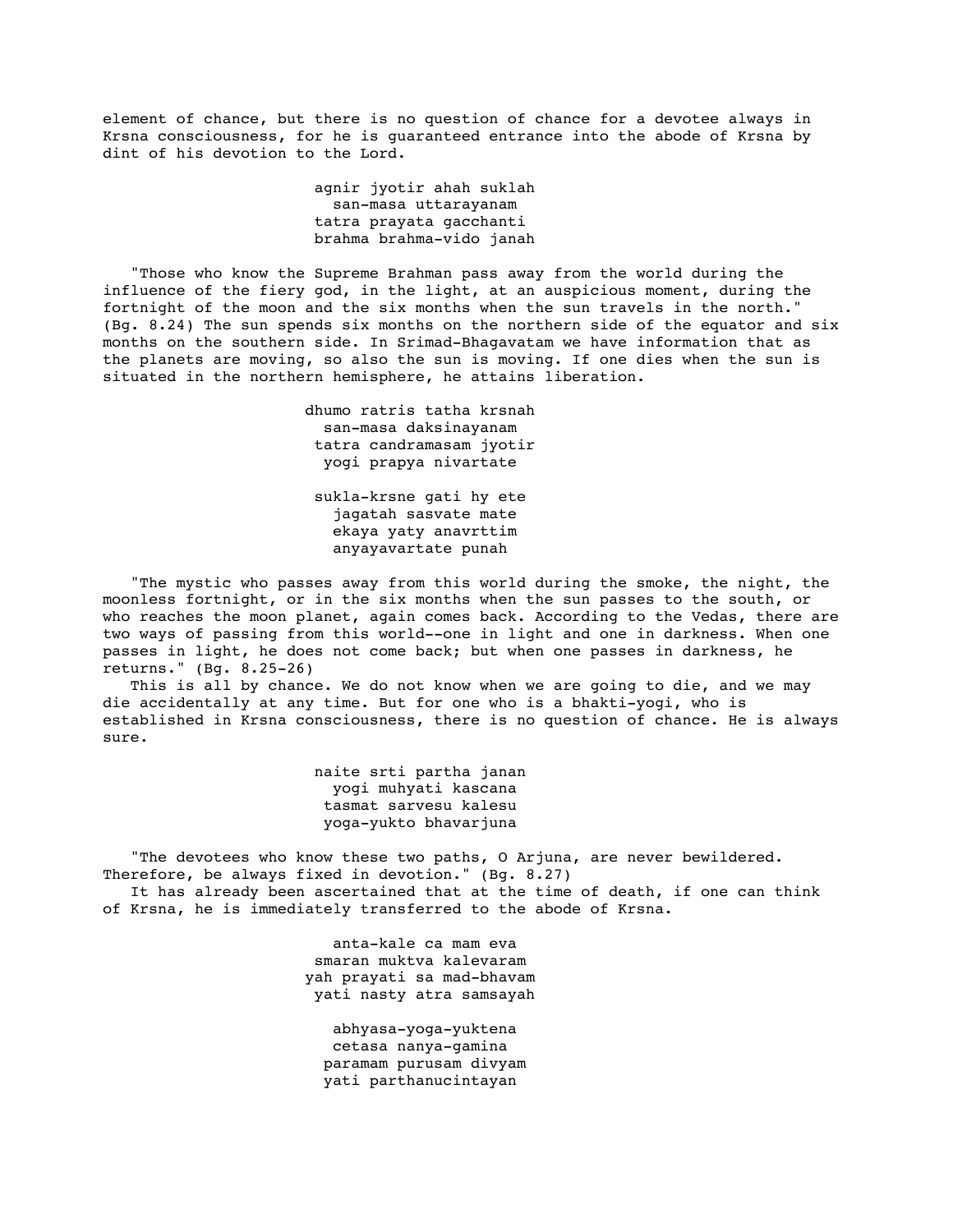element of chance, but there is no question of chance for a devotee always in Krsna consciousness, for he is guaranteed entrance into the abode of Krsna by dint of his devotion to the Lord.

> agnir jyotir ahah suklah
> san-masa uttarayanam
> tatra prayata gacchanti
> brahma brahma-vido janah

"Those who know the Supreme Brahman pass away from the world during the influence of the fiery god, in the light, at an auspicious moment, during the fortnight of the moon and the six months when the sun travels in the north." (Bg. 8.24) The sun spends six months on the northern side of the equator and six months on the southern side. In Srimad-Bhagavatam we have information that as the planets are moving, so also the sun is moving. If one dies when the sun is situated in the northern hemisphere, he attains liberation.

> dhumo ratris tatha krsnah
> san-masa daksinayanam
> tatra candramasam jyotir
> yogi prapya nivartate
>
> sukla-krsne gati hy ete
> jagatah sasvate mate
> ekaya yaty anavrttim
> anyayavartate punah

"The mystic who passes away from this world during the smoke, the night, the moonless fortnight, or in the six months when the sun passes to the south, or who reaches the moon planet, again comes back. According to the Vedas, there are two ways of passing from this world--one in light and one in darkness. When one passes in light, he does not come back; but when one passes in darkness, he returns." (Bg. 8.25-26)

This is all by chance. We do not know when we are going to die, and we may die accidentally at any time. But for one who is a bhakti-yogi, who is established in Krsna consciousness, there is no question of chance. He is always sure.

> naite srti partha janan
> yogi muhyati kascana
> tasmat sarvesu kalesu
> yoga-yukto bhavarjuna

"The devotees who know these two paths, O Arjuna, are never bewildered. Therefore, be always fixed in devotion." (Bg. 8.27)

It has already been ascertained that at the time of death, if one can think of Krsna, he is immediately transferred to the abode of Krsna.

> anta-kale ca mam eva
> smaran muktva kalevaram
> yah prayati sa mad-bhavam
> yati nasty atra samsayah
>
> abhyasa-yoga-yuktena
> cetasa nanya-gamina
> paramam purusam divyam
> yati parthanucintayan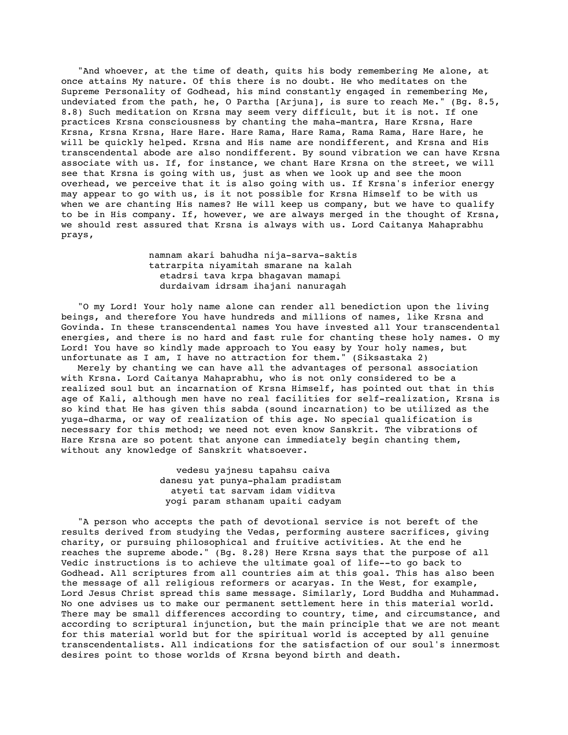"And whoever, at the time of death, quits his body remembering Me alone, at once attains My nature. Of this there is no doubt. He who meditates on the Supreme Personality of Godhead, his mind constantly engaged in remembering Me, undeviated from the path, he, O Partha [Arjuna], is sure to reach Me." (Bg. 8.5, 8.8) Such meditation on Krsna may seem very difficult, but it is not. If one practices Krsna consciousness by chanting the maha-mantra, Hare Krsna, Hare Krsna, Krsna Krsna, Hare Hare. Hare Rama, Hare Rama, Rama Rama, Hare Hare, he will be quickly helped. Krsna and His name are nondifferent, and Krsna and His transcendental abode are also nondifferent. By sound vibration we can have Krsna associate with us. If, for instance, we chant Hare Krsna on the street, we will see that Krsna is going with us, just as when we look up and see the moon overhead, we perceive that it is also going with us. If Krsna's inferior energy may appear to go with us, is it not possible for Krsna Himself to be with us when we are chanting His names? He will keep us company, but we have to qualify to be in His company. If, however, we are always merged in the thought of Krsna, we should rest assured that Krsna is always with us. Lord Caitanya Mahaprabhu prays,

> namnam akari bahudha nija-sarva-saktis
> tatrarpita niyamitah smarane na kalah
> etadrsi tava krpa bhagavan mamapi
> durdaivam idrsam ihajani nanuragah

"O my Lord! Your holy name alone can render all benediction upon the living beings, and therefore You have hundreds and millions of names, like Krsna and Govinda. In these transcendental names You have invested all Your transcendental energies, and there is no hard and fast rule for chanting these holy names. O my Lord! You have so kindly made approach to You easy by Your holy names, but unfortunate as I am, I have no attraction for them." (Siksastaka 2)

Merely by chanting we can have all the advantages of personal association with Krsna. Lord Caitanya Mahaprabhu, who is not only considered to be a realized soul but an incarnation of Krsna Himself, has pointed out that in this age of Kali, although men have no real facilities for self-realization, Krsna is so kind that He has given this sabda (sound incarnation) to be utilized as the yuga-dharma, or way of realization of this age. No special qualification is necessary for this method; we need not even know Sanskrit. The vibrations of Hare Krsna are so potent that anyone can immediately begin chanting them, without any knowledge of Sanskrit whatsoever.

> vedesu yajnesu tapahsu caiva
> danesu yat punya-phalam pradistam
> atyeti tat sarvam idam viditva
> yogi param sthanam upaiti cadyam

"A person who accepts the path of devotional service is not bereft of the results derived from studying the Vedas, performing austere sacrifices, giving charity, or pursuing philosophical and fruitive activities. At the end he reaches the supreme abode." (Bg. 8.28) Here Krsna says that the purpose of all Vedic instructions is to achieve the ultimate goal of life--to go back to Godhead. All scriptures from all countries aim at this goal. This has also been the message of all religious reformers or acaryas. In the West, for example, Lord Jesus Christ spread this same message. Similarly, Lord Buddha and Muhammad. No one advises us to make our permanent settlement here in this material world. There may be small differences according to country, time, and circumstance, and according to scriptural injunction, but the main principle that we are not meant for this material world but for the spiritual world is accepted by all genuine transcendentalists. All indications for the satisfaction of our soul's innermost desires point to those worlds of Krsna beyond birth and death.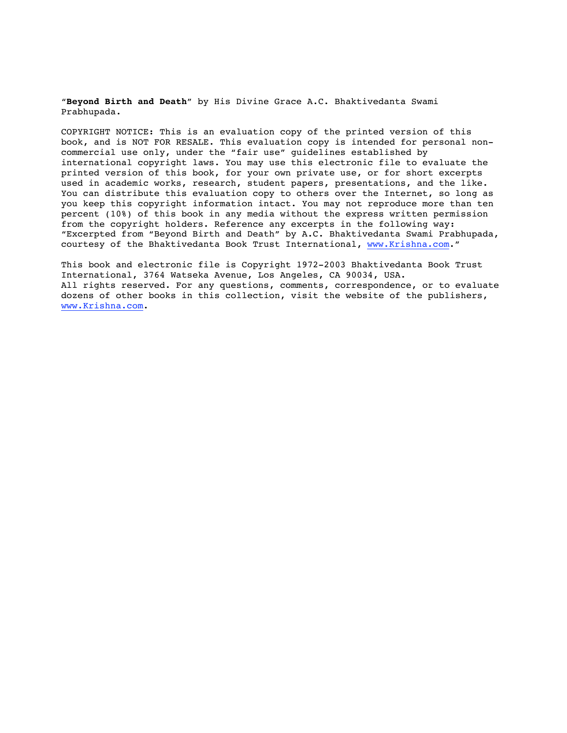“**Beyond Birth and Death**” by His Divine Grace A.C. Bhaktivedanta Swami Prabhupada.

COPYRIGHT NOTICE: This is an evaluation copy of the printed version of this book, and is NOT FOR RESALE. This evaluation copy is intended for personal non-commercial use only, under the “fair use” guidelines established by international copyright laws. You may use this electronic file to evaluate the printed version of this book, for your own private use, or for short excerpts used in academic works, research, student papers, presentations, and the like. You can distribute this evaluation copy to others over the Internet, so long as you keep this copyright information intact. You may not reproduce more than ten percent (10%) of this book in any media without the express written permission from the copyright holders. Reference any excerpts in the following way: “Excerpted from “Beyond Birth and Death” by A.C. Bhaktivedanta Swami Prabhupada, courtesy of the Bhaktivedanta Book Trust International, www.Krishna.com.”

This book and electronic file is Copyright 1972-2003 Bhaktivedanta Book Trust International, 3764 Watseka Avenue, Los Angeles, CA 90034, USA. All rights reserved. For any questions, comments, correspondence, or to evaluate dozens of other books in this collection, visit the website of the publishers, www.Krishna.com.